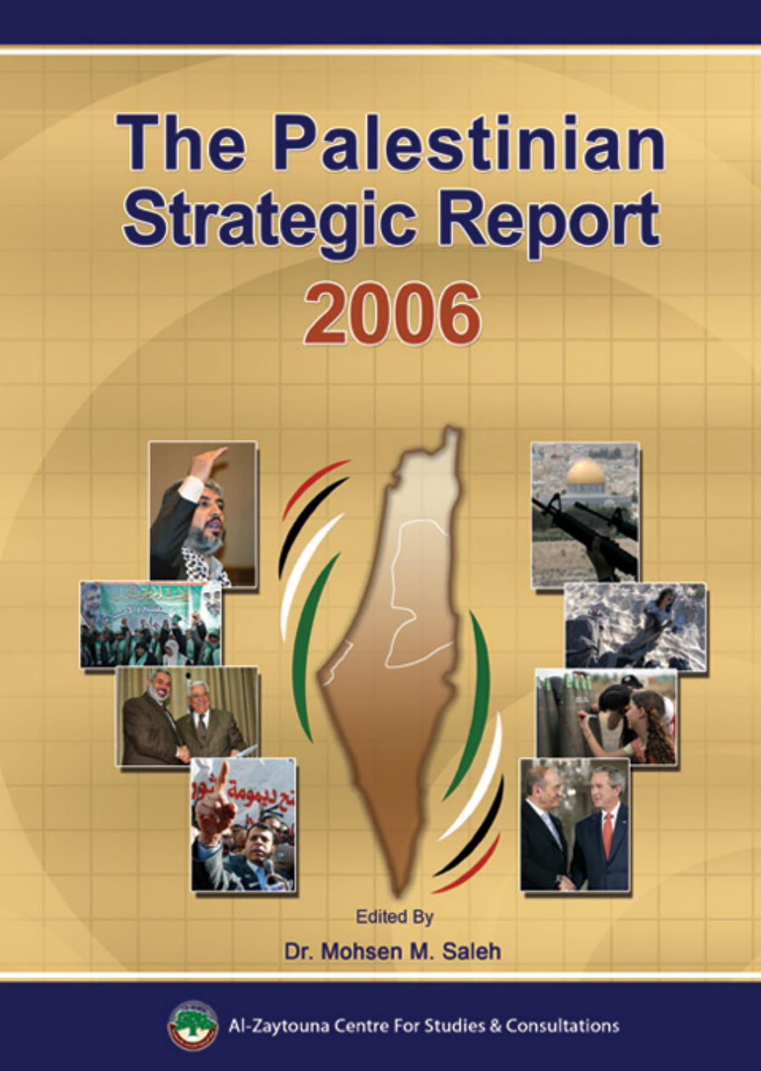# The Palestinian Strategic Report 2006

Edited By

Dr. Mohsen M. Saleh

Al-Zaytouna Centre For Studies & Consultations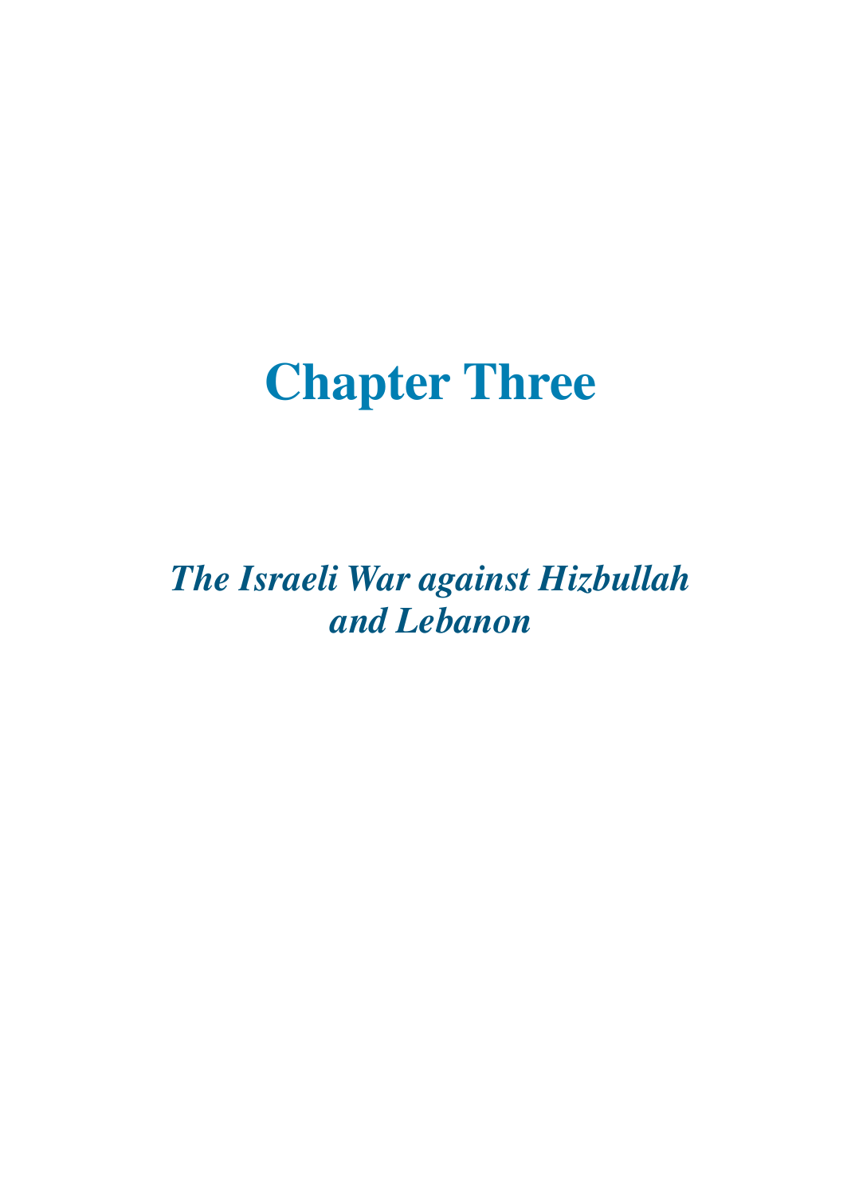# Chapter Three

## *The Israeli War against Hizbullah and Lebanon*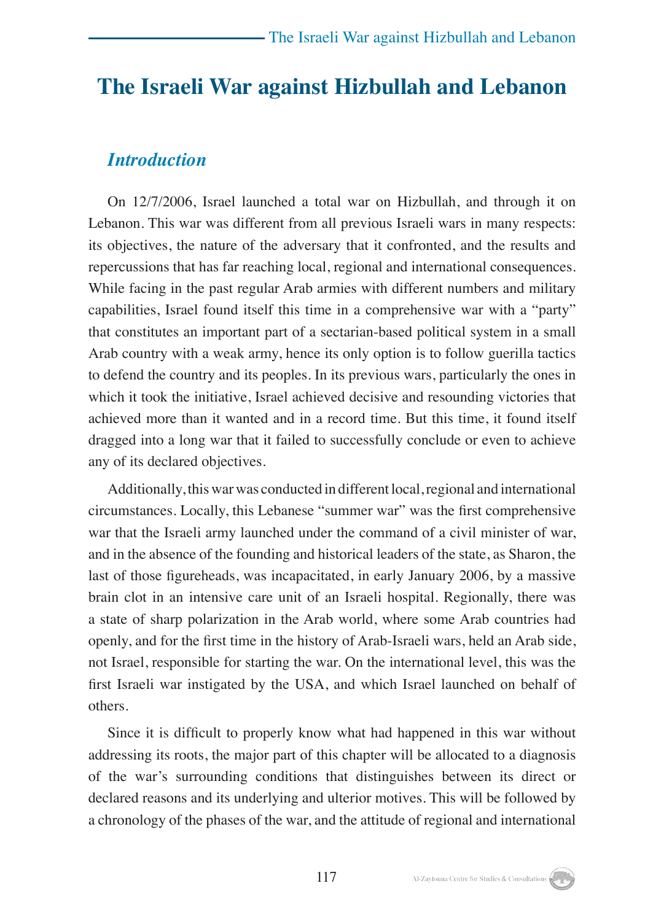# The Israeli War against Hizbullah and Lebanon

## *Introduction*

On 12/7/2006, Israel launched a total war on Hizbullah, and through it on Lebanon. This war was different from all previous Israeli wars in many respects: its objectives, the nature of the adversary that it confronted, and the results and repercussions that has far reaching local, regional and international consequences. While facing in the past regular Arab armies with different numbers and military capabilities, Israel found itself this time in a comprehensive war with a "party" that constitutes an important part of a sectarian-based political system in a small Arab country with a weak army, hence its only option is to follow guerilla tactics to defend the country and its peoples. In its previous wars, particularly the ones in which it took the initiative, Israel achieved decisive and resounding victories that achieved more than it wanted and in a record time. But this time, it found itself dragged into a long war that it failed to successfully conclude or even to achieve any of its declared objectives.

Additionally, this war was conducted in different local, regional and international circumstances. Locally, this Lebanese "summer war" was the first comprehensive war that the Israeli army launched under the command of a civil minister of war, and in the absence of the founding and historical leaders of the state, as Sharon, the last of those figureheads, was incapacitated, in early January 2006, by a massive brain clot in an intensive care unit of an Israeli hospital. Regionally, there was a state of sharp polarization in the Arab world, where some Arab countries had openly, and for the first time in the history of Arab-Israeli wars, held an Arab side, not Israel, responsible for starting the war. On the international level, this was the first Israeli war instigated by the USA, and which Israel launched on behalf of others.

Since it is difficult to properly know what had happened in this war without addressing its roots, the major part of this chapter will be allocated to a diagnosis of the war's surrounding conditions that distinguishes between its direct or declared reasons and its underlying and ulterior motives. This will be followed by a chronology of the phases of the war, and the attitude of regional and international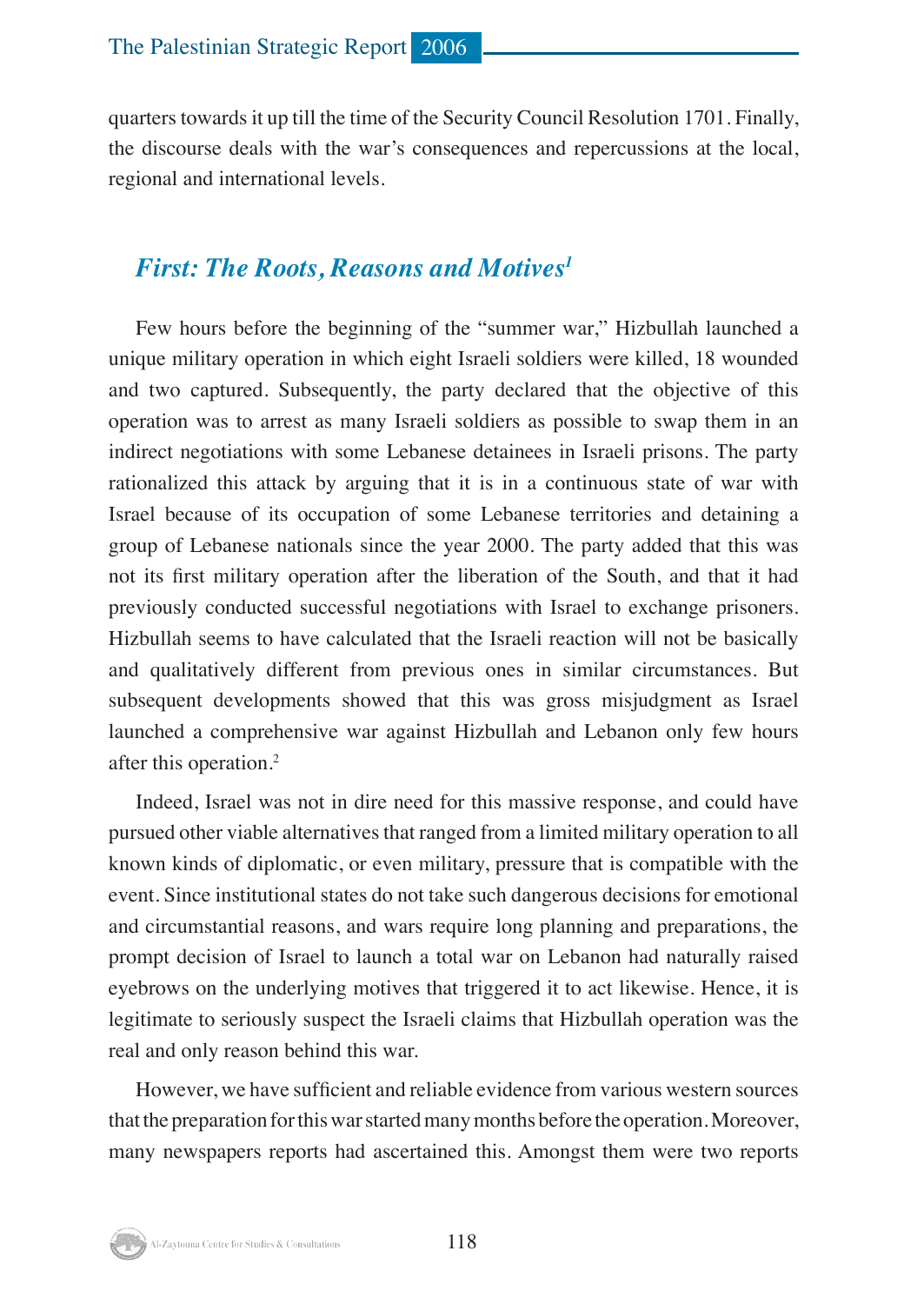quarters towards it up till the time of the Security Council Resolution 1701. Finally, the discourse deals with the war's consequences and repercussions at the local, regional and international levels.

## *First: The Roots, Reasons and Motives*[1]

Few hours before the beginning of the "summer war," Hizbullah launched a unique military operation in which eight Israeli soldiers were killed, 18 wounded and two captured. Subsequently, the party declared that the objective of this operation was to arrest as many Israeli soldiers as possible to swap them in an indirect negotiations with some Lebanese detainees in Israeli prisons. The party rationalized this attack by arguing that it is in a continuous state of war with Israel because of its occupation of some Lebanese territories and detaining a group of Lebanese nationals since the year 2000. The party added that this was not its first military operation after the liberation of the South, and that it had previously conducted successful negotiations with Israel to exchange prisoners. Hizbullah seems to have calculated that the Israeli reaction will not be basically and qualitatively different from previous ones in similar circumstances. But subsequent developments showed that this was gross misjudgment as Israel launched a comprehensive war against Hizbullah and Lebanon only few hours after this operation.[2]

Indeed, Israel was not in dire need for this massive response, and could have pursued other viable alternatives that ranged from a limited military operation to all known kinds of diplomatic, or even military, pressure that is compatible with the event. Since institutional states do not take such dangerous decisions for emotional and circumstantial reasons, and wars require long planning and preparations, the prompt decision of Israel to launch a total war on Lebanon had naturally raised eyebrows on the underlying motives that triggered it to act likewise. Hence, it is legitimate to seriously suspect the Israeli claims that Hizbullah operation was the real and only reason behind this war.

However, we have sufficient and reliable evidence from various western sources that the preparation for this war started many months before the operation. Moreover, many newspapers reports had ascertained this. Amongst them were two reports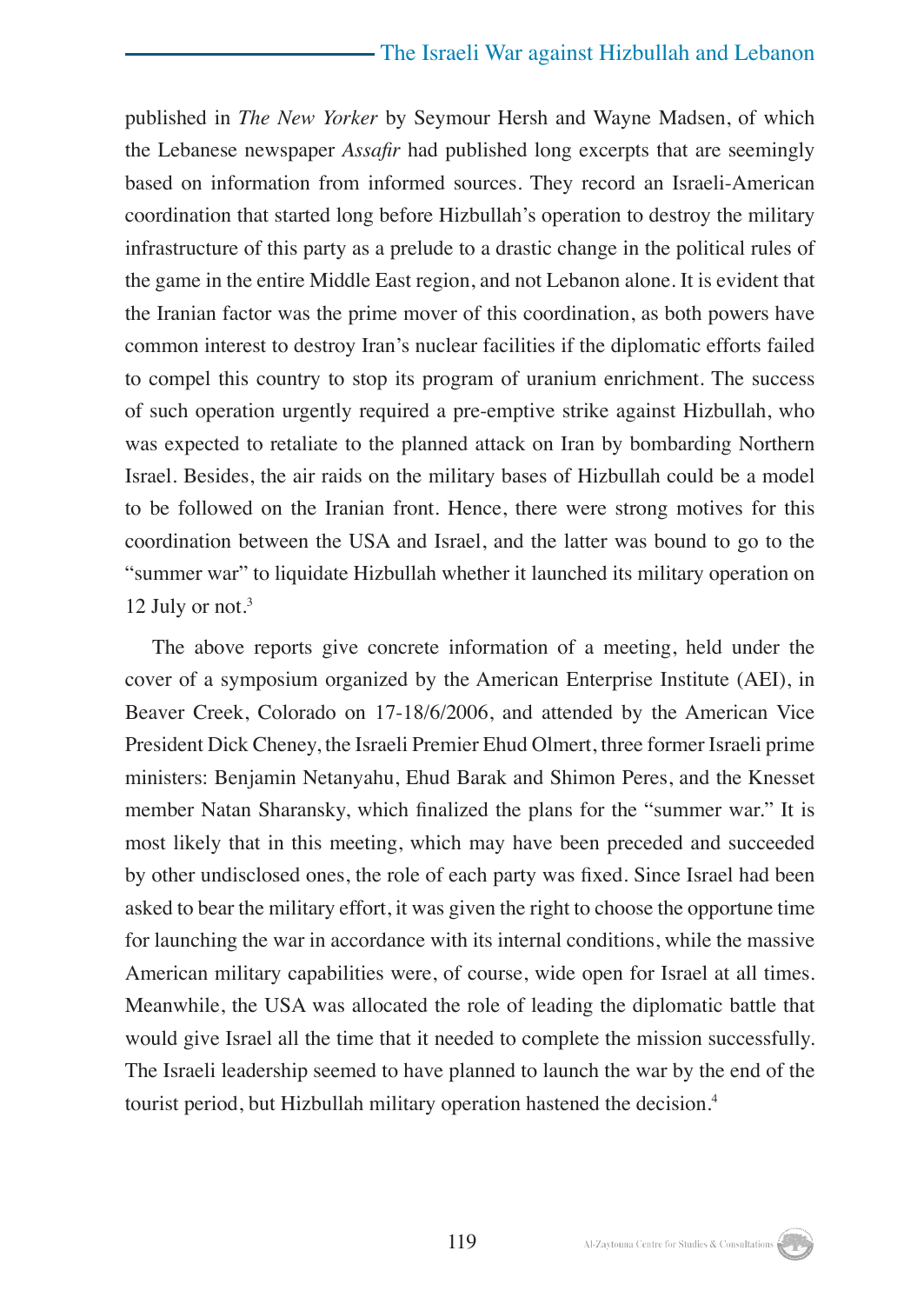published in *The New Yorker* by Seymour Hersh and Wayne Madsen, of which the Lebanese newspaper *Assafir* had published long excerpts that are seemingly based on information from informed sources. They record an Israeli-American coordination that started long before Hizbullah's operation to destroy the military infrastructure of this party as a prelude to a drastic change in the political rules of the game in the entire Middle East region, and not Lebanon alone. It is evident that the Iranian factor was the prime mover of this coordination, as both powers have common interest to destroy Iran's nuclear facilities if the diplomatic efforts failed to compel this country to stop its program of uranium enrichment. The success of such operation urgently required a pre-emptive strike against Hizbullah, who was expected to retaliate to the planned attack on Iran by bombarding Northern Israel. Besides, the air raids on the military bases of Hizbullah could be a model to be followed on the Iranian front. Hence, there were strong motives for this coordination between the USA and Israel, and the latter was bound to go to the "summer war" to liquidate Hizbullah whether it launched its military operation on 12 July or not.[3]

The above reports give concrete information of a meeting, held under the cover of a symposium organized by the American Enterprise Institute (AEI), in Beaver Creek, Colorado on 17-18/6/2006, and attended by the American Vice President Dick Cheney, the Israeli Premier Ehud Olmert, three former Israeli prime ministers: Benjamin Netanyahu, Ehud Barak and Shimon Peres, and the Knesset member Natan Sharansky, which finalized the plans for the "summer war." It is most likely that in this meeting, which may have been preceded and succeeded by other undisclosed ones, the role of each party was fixed. Since Israel had been asked to bear the military effort, it was given the right to choose the opportune time for launching the war in accordance with its internal conditions, while the massive American military capabilities were, of course, wide open for Israel at all times. Meanwhile, the USA was allocated the role of leading the diplomatic battle that would give Israel all the time that it needed to complete the mission successfully. The Israeli leadership seemed to have planned to launch the war by the end of the tourist period, but Hizbullah military operation hastened the decision.[4]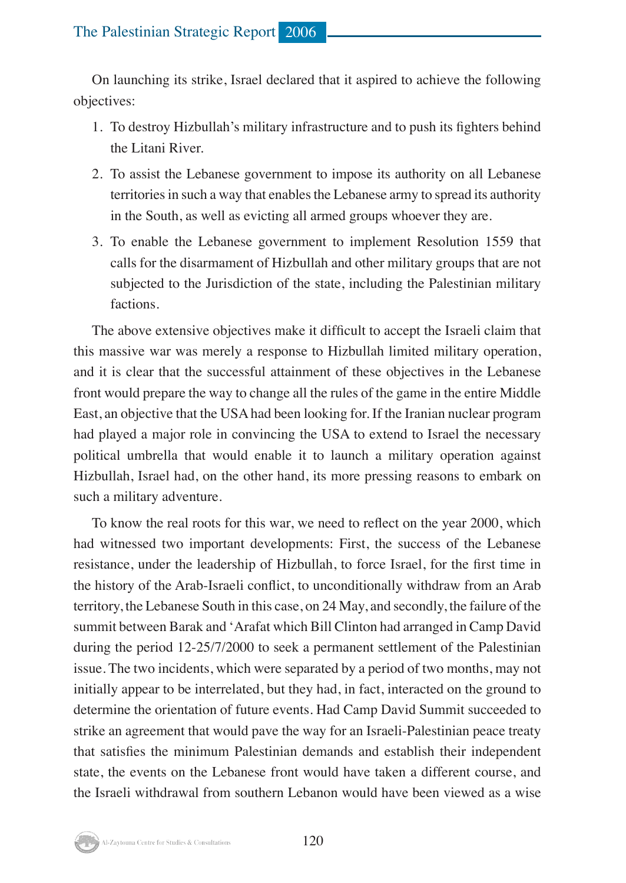On launching its strike, Israel declared that it aspired to achieve the following objectives:

1. To destroy Hizbullah's military infrastructure and to push its fighters behind the Litani River.
2. To assist the Lebanese government to impose its authority on all Lebanese territories in such a way that enables the Lebanese army to spread its authority in the South, as well as evicting all armed groups whoever they are.
3. To enable the Lebanese government to implement Resolution 1559 that calls for the disarmament of Hizbullah and other military groups that are not subjected to the Jurisdiction of the state, including the Palestinian military factions.

The above extensive objectives make it difficult to accept the Israeli claim that this massive war was merely a response to Hizbullah limited military operation, and it is clear that the successful attainment of these objectives in the Lebanese front would prepare the way to change all the rules of the game in the entire Middle East, an objective that the USA had been looking for. If the Iranian nuclear program had played a major role in convincing the USA to extend to Israel the necessary political umbrella that would enable it to launch a military operation against Hizbullah, Israel had, on the other hand, its more pressing reasons to embark on such a military adventure.

To know the real roots for this war, we need to reflect on the year 2000, which had witnessed two important developments: First, the success of the Lebanese resistance, under the leadership of Hizbullah, to force Israel, for the first time in the history of the Arab-Israeli conflict, to unconditionally withdraw from an Arab territory, the Lebanese South in this case, on 24 May, and secondly, the failure of the summit between Barak and 'Arafat which Bill Clinton had arranged in Camp David during the period 12-25/7/2000 to seek a permanent settlement of the Palestinian issue. The two incidents, which were separated by a period of two months, may not initially appear to be interrelated, but they had, in fact, interacted on the ground to determine the orientation of future events. Had Camp David Summit succeeded to strike an agreement that would pave the way for an Israeli-Palestinian peace treaty that satisfies the minimum Palestinian demands and establish their independent state, the events on the Lebanese front would have taken a different course, and the Israeli withdrawal from southern Lebanon would have been viewed as a wise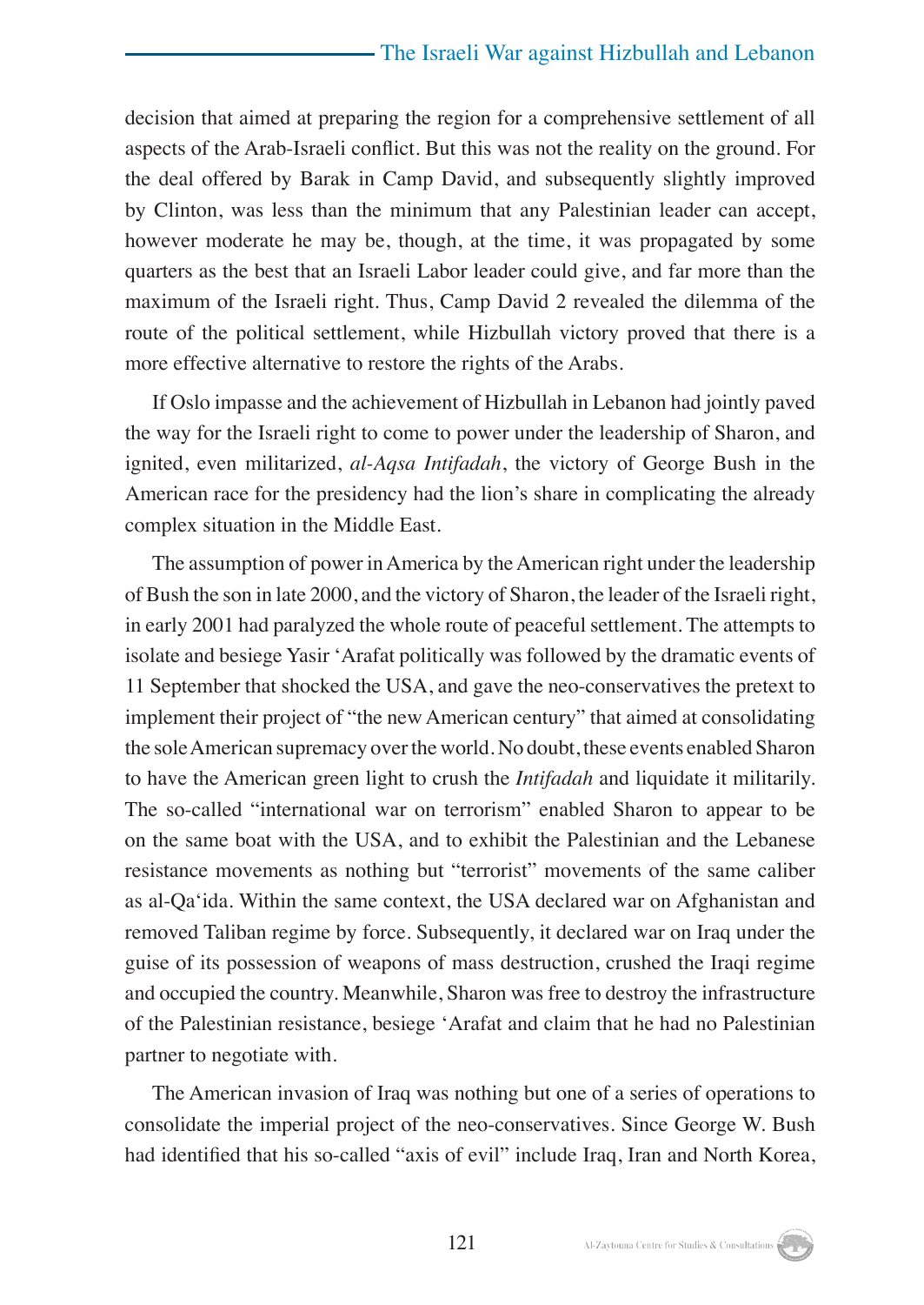decision that aimed at preparing the region for a comprehensive settlement of all aspects of the Arab-Israeli conflict. But this was not the reality on the ground. For the deal offered by Barak in Camp David, and subsequently slightly improved by Clinton, was less than the minimum that any Palestinian leader can accept, however moderate he may be, though, at the time, it was propagated by some quarters as the best that an Israeli Labor leader could give, and far more than the maximum of the Israeli right. Thus, Camp David 2 revealed the dilemma of the route of the political settlement, while Hizbullah victory proved that there is a more effective alternative to restore the rights of the Arabs.

If Oslo impasse and the achievement of Hizbullah in Lebanon had jointly paved the way for the Israeli right to come to power under the leadership of Sharon, and ignited, even militarized, *al-Aqsa Intifadah*, the victory of George Bush in the American race for the presidency had the lion's share in complicating the already complex situation in the Middle East.

The assumption of power in America by the American right under the leadership of Bush the son in late 2000, and the victory of Sharon, the leader of the Israeli right, in early 2001 had paralyzed the whole route of peaceful settlement. The attempts to isolate and besiege Yasir 'Arafat politically was followed by the dramatic events of 11 September that shocked the USA, and gave the neo-conservatives the pretext to implement their project of "the new American century" that aimed at consolidating the sole American supremacy over the world. No doubt, these events enabled Sharon to have the American green light to crush the *Intifadah* and liquidate it militarily. The so-called "international war on terrorism" enabled Sharon to appear to be on the same boat with the USA, and to exhibit the Palestinian and the Lebanese resistance movements as nothing but "terrorist" movements of the same caliber as al-Qa'ida. Within the same context, the USA declared war on Afghanistan and removed Taliban regime by force. Subsequently, it declared war on Iraq under the guise of its possession of weapons of mass destruction, crushed the Iraqi regime and occupied the country. Meanwhile, Sharon was free to destroy the infrastructure of the Palestinian resistance, besiege 'Arafat and claim that he had no Palestinian partner to negotiate with.

The American invasion of Iraq was nothing but one of a series of operations to consolidate the imperial project of the neo-conservatives. Since George W. Bush had identified that his so-called "axis of evil" include Iraq, Iran and North Korea,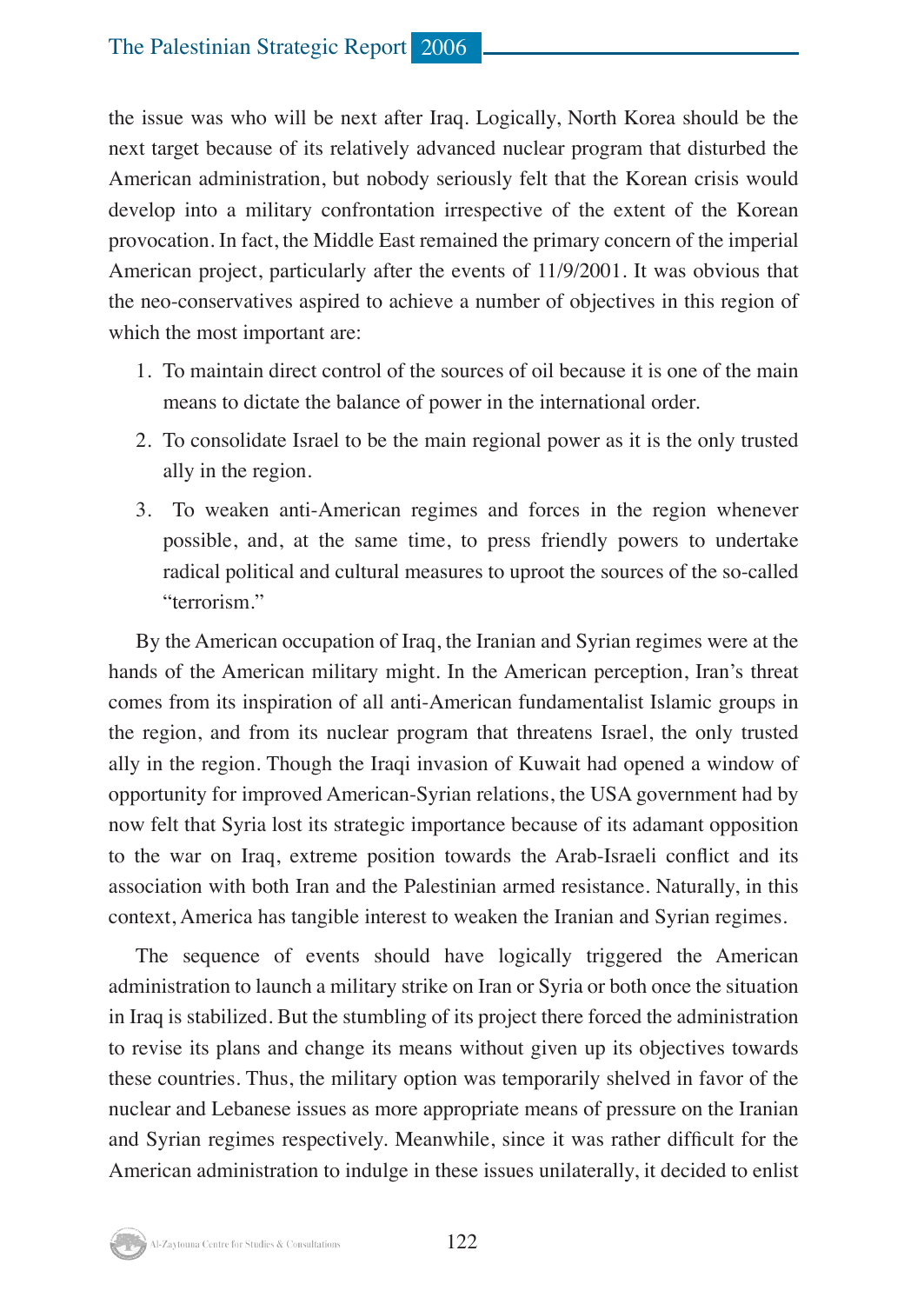the issue was who will be next after Iraq. Logically, North Korea should be the next target because of its relatively advanced nuclear program that disturbed the American administration, but nobody seriously felt that the Korean crisis would develop into a military confrontation irrespective of the extent of the Korean provocation. In fact, the Middle East remained the primary concern of the imperial American project, particularly after the events of 11/9/2001. It was obvious that the neo-conservatives aspired to achieve a number of objectives in this region of which the most important are:

1. To maintain direct control of the sources of oil because it is one of the main means to dictate the balance of power in the international order.
2. To consolidate Israel to be the main regional power as it is the only trusted ally in the region.
3. To weaken anti-American regimes and forces in the region whenever possible, and, at the same time, to press friendly powers to undertake radical political and cultural measures to uproot the sources of the so-called "terrorism."

By the American occupation of Iraq, the Iranian and Syrian regimes were at the hands of the American military might. In the American perception, Iran's threat comes from its inspiration of all anti-American fundamentalist Islamic groups in the region, and from its nuclear program that threatens Israel, the only trusted ally in the region. Though the Iraqi invasion of Kuwait had opened a window of opportunity for improved American-Syrian relations, the USA government had by now felt that Syria lost its strategic importance because of its adamant opposition to the war on Iraq, extreme position towards the Arab-Israeli conflict and its association with both Iran and the Palestinian armed resistance. Naturally, in this context, America has tangible interest to weaken the Iranian and Syrian regimes.

The sequence of events should have logically triggered the American administration to launch a military strike on Iran or Syria or both once the situation in Iraq is stabilized. But the stumbling of its project there forced the administration to revise its plans and change its means without given up its objectives towards these countries. Thus, the military option was temporarily shelved in favor of the nuclear and Lebanese issues as more appropriate means of pressure on the Iranian and Syrian regimes respectively. Meanwhile, since it was rather difficult for the American administration to indulge in these issues unilaterally, it decided to enlist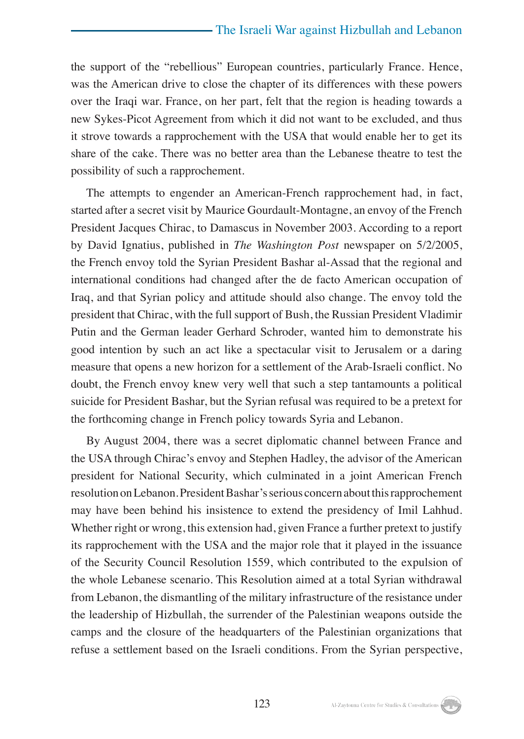the support of the "rebellious" European countries, particularly France. Hence, was the American drive to close the chapter of its differences with these powers over the Iraqi war. France, on her part, felt that the region is heading towards a new Sykes-Picot Agreement from which it did not want to be excluded, and thus it strove towards a rapprochement with the USA that would enable her to get its share of the cake. There was no better area than the Lebanese theatre to test the possibility of such a rapprochement.

The attempts to engender an American-French rapprochement had, in fact, started after a secret visit by Maurice Gourdault-Montagne, an envoy of the French President Jacques Chirac, to Damascus in November 2003. According to a report by David Ignatius, published in *The Washington Post* newspaper on 5/2/2005, the French envoy told the Syrian President Bashar al-Assad that the regional and international conditions had changed after the de facto American occupation of Iraq, and that Syrian policy and attitude should also change. The envoy told the president that Chirac, with the full support of Bush, the Russian President Vladimir Putin and the German leader Gerhard Schroder, wanted him to demonstrate his good intention by such an act like a spectacular visit to Jerusalem or a daring measure that opens a new horizon for a settlement of the Arab-Israeli conflict. No doubt, the French envoy knew very well that such a step tantamounts a political suicide for President Bashar, but the Syrian refusal was required to be a pretext for the forthcoming change in French policy towards Syria and Lebanon.

By August 2004, there was a secret diplomatic channel between France and the USA through Chirac's envoy and Stephen Hadley, the advisor of the American president for National Security, which culminated in a joint American French resolution on Lebanon. President Bashar's serious concern about this rapprochement may have been behind his insistence to extend the presidency of Imil Lahhud. Whether right or wrong, this extension had, given France a further pretext to justify its rapprochement with the USA and the major role that it played in the issuance of the Security Council Resolution 1559, which contributed to the expulsion of the whole Lebanese scenario. This Resolution aimed at a total Syrian withdrawal from Lebanon, the dismantling of the military infrastructure of the resistance under the leadership of Hizbullah, the surrender of the Palestinian weapons outside the camps and the closure of the headquarters of the Palestinian organizations that refuse a settlement based on the Israeli conditions. From the Syrian perspective,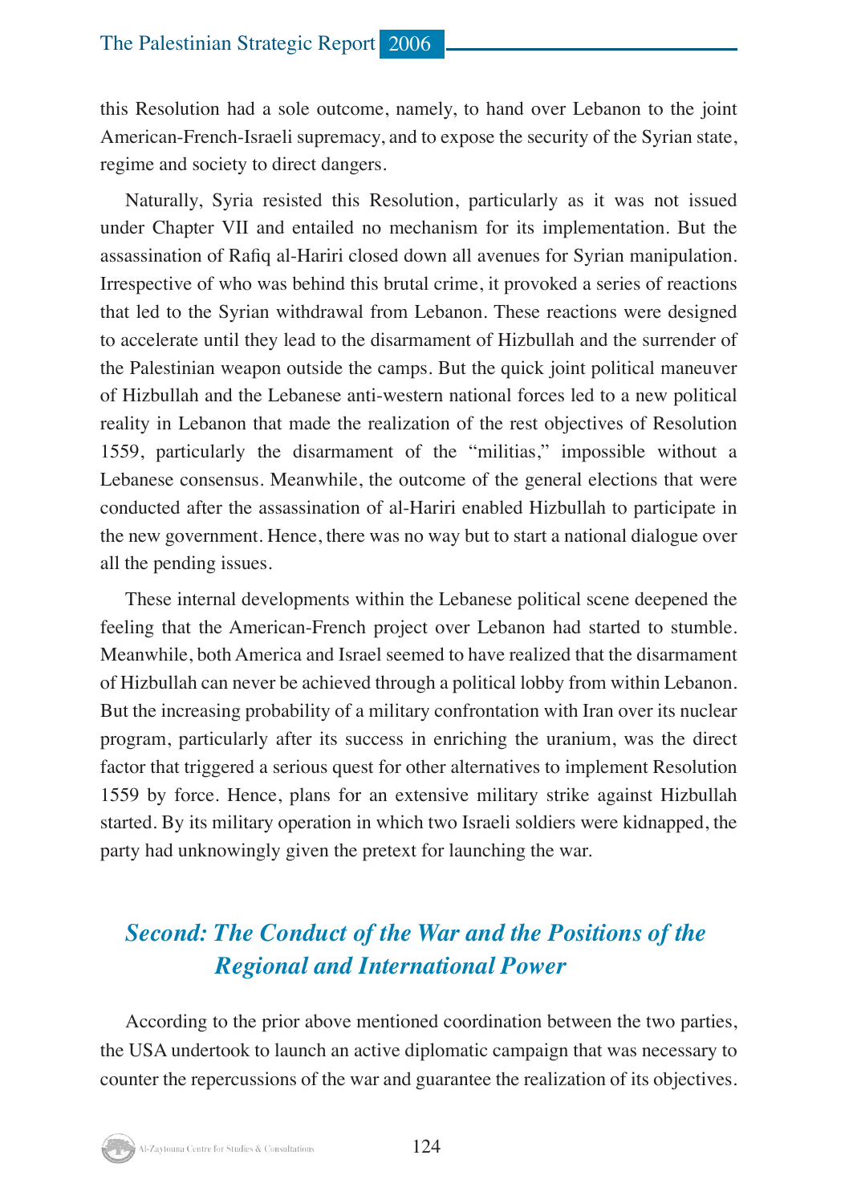this Resolution had a sole outcome, namely, to hand over Lebanon to the joint American-French-Israeli supremacy, and to expose the security of the Syrian state, regime and society to direct dangers.

Naturally, Syria resisted this Resolution, particularly as it was not issued under Chapter VII and entailed no mechanism for its implementation. But the assassination of Rafiq al-Hariri closed down all avenues for Syrian manipulation. Irrespective of who was behind this brutal crime, it provoked a series of reactions that led to the Syrian withdrawal from Lebanon. These reactions were designed to accelerate until they lead to the disarmament of Hizbullah and the surrender of the Palestinian weapon outside the camps. But the quick joint political maneuver of Hizbullah and the Lebanese anti-western national forces led to a new political reality in Lebanon that made the realization of the rest objectives of Resolution 1559, particularly the disarmament of the "militias," impossible without a Lebanese consensus. Meanwhile, the outcome of the general elections that were conducted after the assassination of al-Hariri enabled Hizbullah to participate in the new government. Hence, there was no way but to start a national dialogue over all the pending issues.

These internal developments within the Lebanese political scene deepened the feeling that the American-French project over Lebanon had started to stumble. Meanwhile, both America and Israel seemed to have realized that the disarmament of Hizbullah can never be achieved through a political lobby from within Lebanon. But the increasing probability of a military confrontation with Iran over its nuclear program, particularly after its success in enriching the uranium, was the direct factor that triggered a serious quest for other alternatives to implement Resolution 1559 by force. Hence, plans for an extensive military strike against Hizbullah started. By its military operation in which two Israeli soldiers were kidnapped, the party had unknowingly given the pretext for launching the war.

## *Second: The Conduct of the War and the Positions of the Regional and International Power*

According to the prior above mentioned coordination between the two parties, the USA undertook to launch an active diplomatic campaign that was necessary to counter the repercussions of the war and guarantee the realization of its objectives.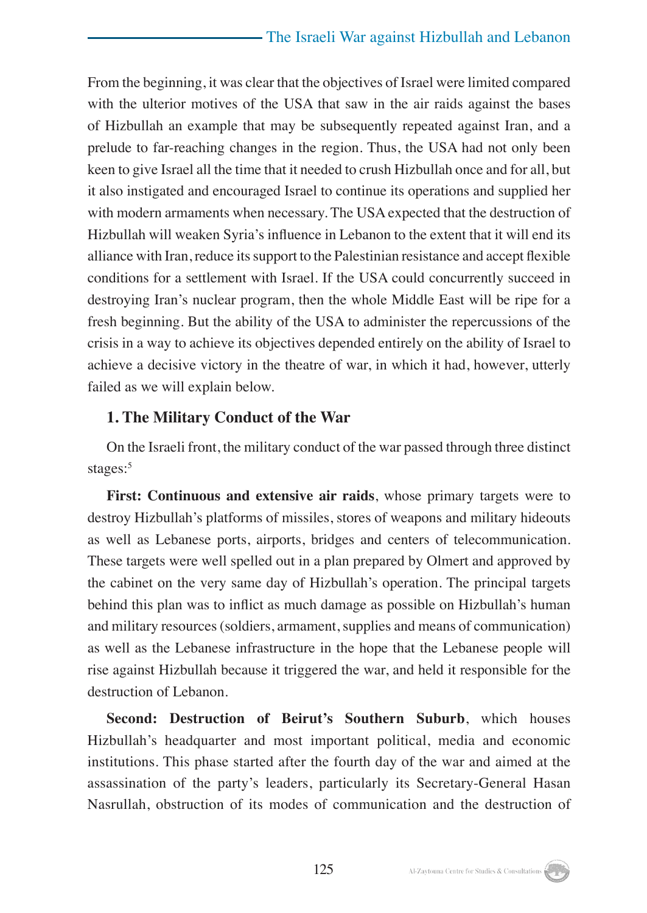From the beginning, it was clear that the objectives of Israel were limited compared with the ulterior motives of the USA that saw in the air raids against the bases of Hizbullah an example that may be subsequently repeated against Iran, and a prelude to far-reaching changes in the region. Thus, the USA had not only been keen to give Israel all the time that it needed to crush Hizbullah once and for all, but it also instigated and encouraged Israel to continue its operations and supplied her with modern armaments when necessary. The USA expected that the destruction of Hizbullah will weaken Syria's influence in Lebanon to the extent that it will end its alliance with Iran, reduce its support to the Palestinian resistance and accept flexible conditions for a settlement with Israel. If the USA could concurrently succeed in destroying Iran's nuclear program, then the whole Middle East will be ripe for a fresh beginning. But the ability of the USA to administer the repercussions of the crisis in a way to achieve its objectives depended entirely on the ability of Israel to achieve a decisive victory in the theatre of war, in which it had, however, utterly failed as we will explain below.

### 1. The Military Conduct of the War

On the Israeli front, the military conduct of the war passed through three distinct stages:[5]

**First: Continuous and extensive air raids**, whose primary targets were to destroy Hizbullah's platforms of missiles, stores of weapons and military hideouts as well as Lebanese ports, airports, bridges and centers of telecommunication. These targets were well spelled out in a plan prepared by Olmert and approved by the cabinet on the very same day of Hizbullah's operation. The principal targets behind this plan was to inflict as much damage as possible on Hizbullah's human and military resources (soldiers, armament, supplies and means of communication) as well as the Lebanese infrastructure in the hope that the Lebanese people will rise against Hizbullah because it triggered the war, and held it responsible for the destruction of Lebanon.

**Second: Destruction of Beirut's Southern Suburb**, which houses Hizbullah's headquarter and most important political, media and economic institutions. This phase started after the fourth day of the war and aimed at the assassination of the party's leaders, particularly its Secretary-General Hasan Nasrullah, obstruction of its modes of communication and the destruction of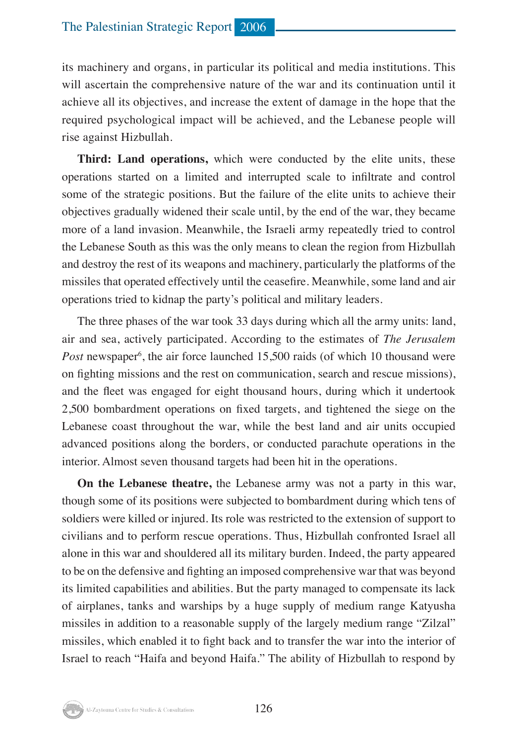its machinery and organs, in particular its political and media institutions. This will ascertain the comprehensive nature of the war and its continuation until it achieve all its objectives, and increase the extent of damage in the hope that the required psychological impact will be achieved, and the Lebanese people will rise against Hizbullah.

**Third: Land operations,** which were conducted by the elite units, these operations started on a limited and interrupted scale to infiltrate and control some of the strategic positions. But the failure of the elite units to achieve their objectives gradually widened their scale until, by the end of the war, they became more of a land invasion. Meanwhile, the Israeli army repeatedly tried to control the Lebanese South as this was the only means to clean the region from Hizbullah and destroy the rest of its weapons and machinery, particularly the platforms of the missiles that operated effectively until the ceasefire. Meanwhile, some land and air operations tried to kidnap the party's political and military leaders.

The three phases of the war took 33 days during which all the army units: land, air and sea, actively participated. According to the estimates of *The Jerusalem Post* newspaper[6], the air force launched 15,500 raids (of which 10 thousand were on fighting missions and the rest on communication, search and rescue missions), and the fleet was engaged for eight thousand hours, during which it undertook 2,500 bombardment operations on fixed targets, and tightened the siege on the Lebanese coast throughout the war, while the best land and air units occupied advanced positions along the borders, or conducted parachute operations in the interior. Almost seven thousand targets had been hit in the operations.

**On the Lebanese theatre,** the Lebanese army was not a party in this war, though some of its positions were subjected to bombardment during which tens of soldiers were killed or injured. Its role was restricted to the extension of support to civilians and to perform rescue operations. Thus, Hizbullah confronted Israel all alone in this war and shouldered all its military burden. Indeed, the party appeared to be on the defensive and fighting an imposed comprehensive war that was beyond its limited capabilities and abilities. But the party managed to compensate its lack of airplanes, tanks and warships by a huge supply of medium range Katyusha missiles in addition to a reasonable supply of the largely medium range "Zilzal" missiles, which enabled it to fight back and to transfer the war into the interior of Israel to reach "Haifa and beyond Haifa." The ability of Hizbullah to respond by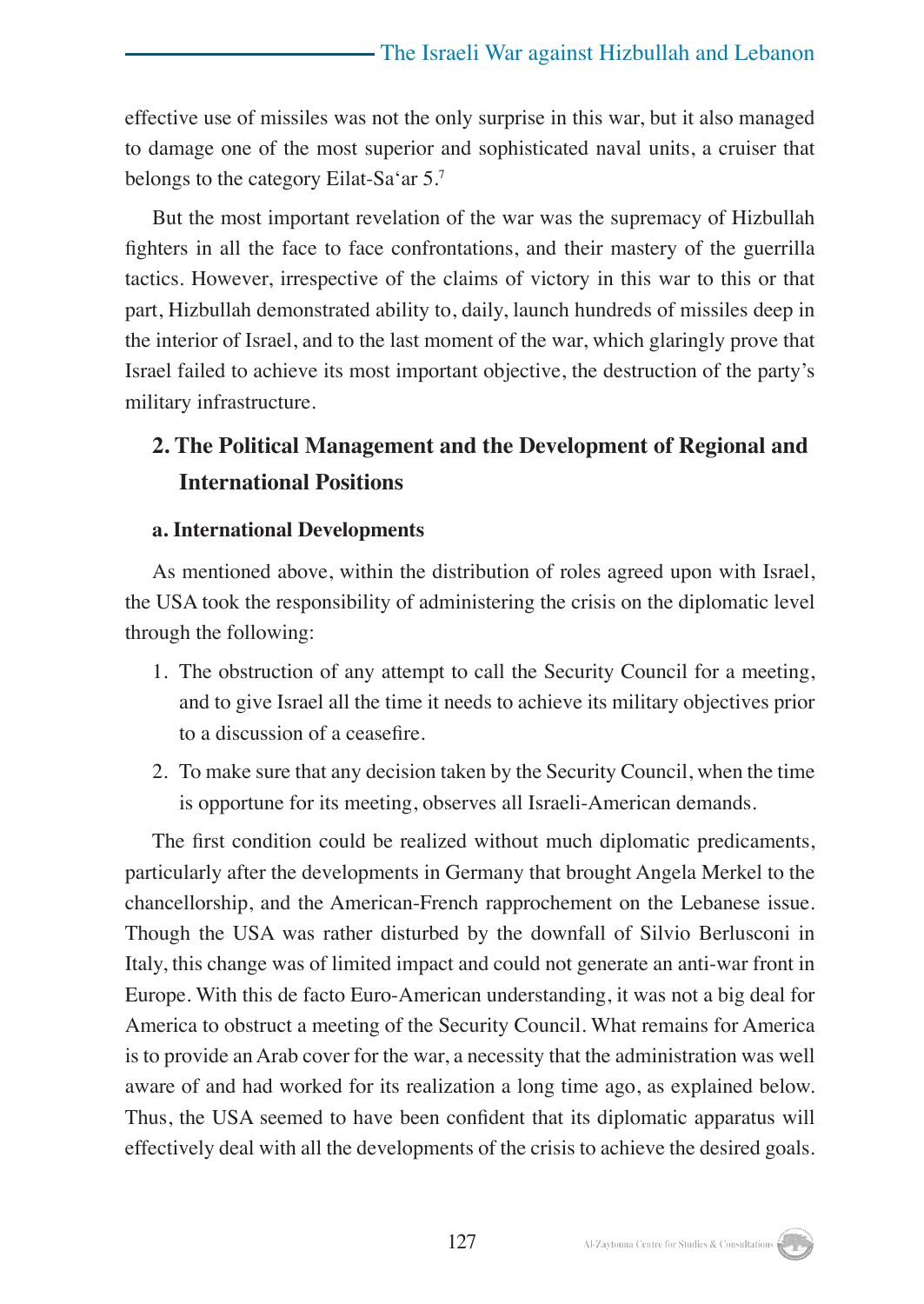effective use of missiles was not the only surprise in this war, but it also managed to damage one of the most superior and sophisticated naval units, a cruiser that belongs to the category Eilat-Sa'ar 5.[7]

But the most important revelation of the war was the supremacy of Hizbullah fighters in all the face to face confrontations, and their mastery of the guerrilla tactics. However, irrespective of the claims of victory in this war to this or that part, Hizbullah demonstrated ability to, daily, launch hundreds of missiles deep in the interior of Israel, and to the last moment of the war, which glaringly prove that Israel failed to achieve its most important objective, the destruction of the party's military infrastructure.

## 2. The Political Management and the Development of Regional and International Positions

### a. International Developments

As mentioned above, within the distribution of roles agreed upon with Israel, the USA took the responsibility of administering the crisis on the diplomatic level through the following:

1. The obstruction of any attempt to call the Security Council for a meeting, and to give Israel all the time it needs to achieve its military objectives prior to a discussion of a ceasefire.
2. To make sure that any decision taken by the Security Council, when the time is opportune for its meeting, observes all Israeli-American demands.

The first condition could be realized without much diplomatic predicaments, particularly after the developments in Germany that brought Angela Merkel to the chancellorship, and the American-French rapprochement on the Lebanese issue. Though the USA was rather disturbed by the downfall of Silvio Berlusconi in Italy, this change was of limited impact and could not generate an anti-war front in Europe. With this de facto Euro-American understanding, it was not a big deal for America to obstruct a meeting of the Security Council. What remains for America is to provide an Arab cover for the war, a necessity that the administration was well aware of and had worked for its realization a long time ago, as explained below. Thus, the USA seemed to have been confident that its diplomatic apparatus will effectively deal with all the developments of the crisis to achieve the desired goals.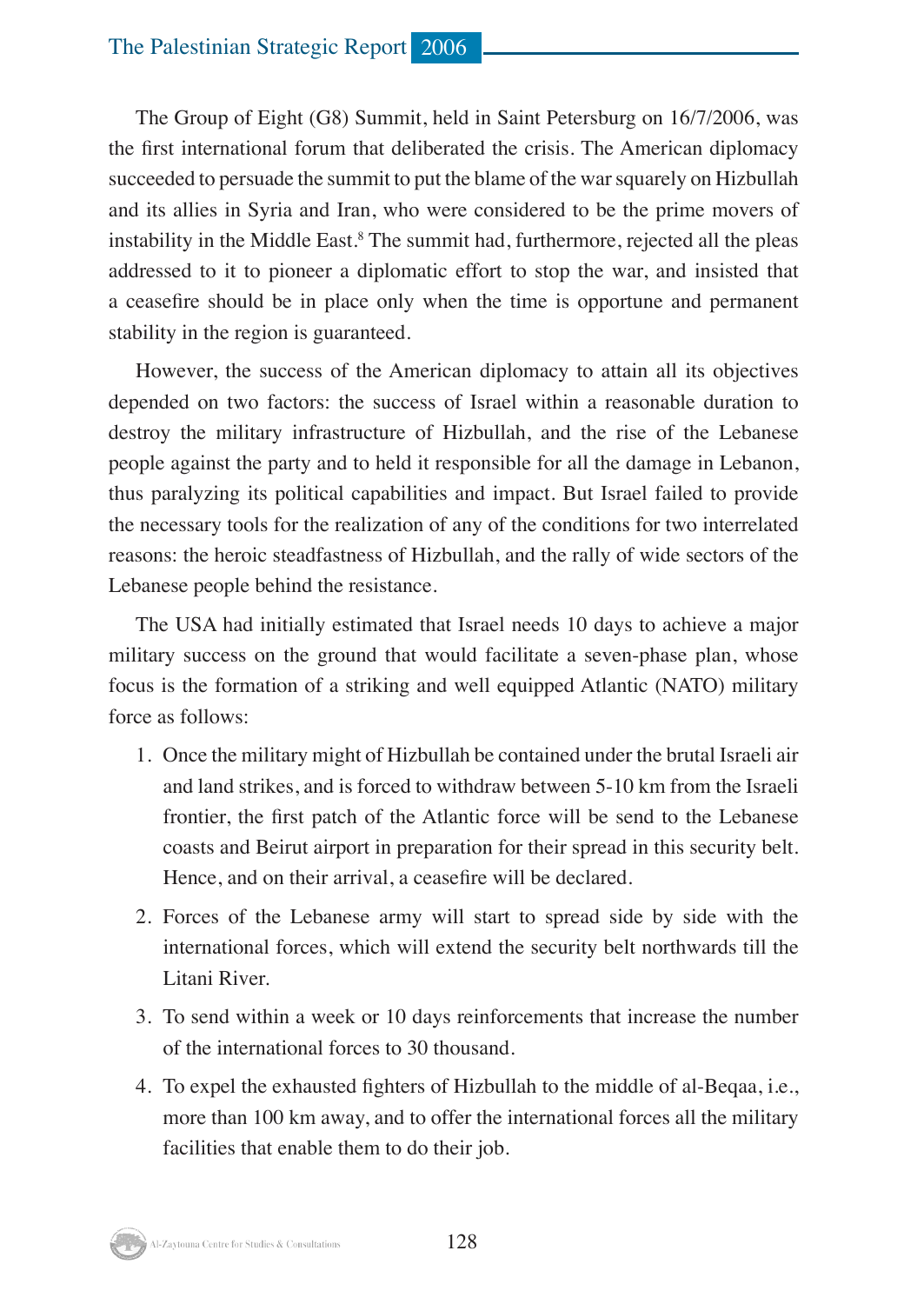The Group of Eight (G8) Summit, held in Saint Petersburg on 16/7/2006, was the first international forum that deliberated the crisis. The American diplomacy succeeded to persuade the summit to put the blame of the war squarely on Hizbullah and its allies in Syria and Iran, who were considered to be the prime movers of instability in the Middle East.[8] The summit had, furthermore, rejected all the pleas addressed to it to pioneer a diplomatic effort to stop the war, and insisted that a ceasefire should be in place only when the time is opportune and permanent stability in the region is guaranteed.

However, the success of the American diplomacy to attain all its objectives depended on two factors: the success of Israel within a reasonable duration to destroy the military infrastructure of Hizbullah, and the rise of the Lebanese people against the party and to held it responsible for all the damage in Lebanon, thus paralyzing its political capabilities and impact. But Israel failed to provide the necessary tools for the realization of any of the conditions for two interrelated reasons: the heroic steadfastness of Hizbullah, and the rally of wide sectors of the Lebanese people behind the resistance.

The USA had initially estimated that Israel needs 10 days to achieve a major military success on the ground that would facilitate a seven-phase plan, whose focus is the formation of a striking and well equipped Atlantic (NATO) military force as follows:

1. Once the military might of Hizbullah be contained under the brutal Israeli air and land strikes, and is forced to withdraw between 5-10 km from the Israeli frontier, the first patch of the Atlantic force will be send to the Lebanese coasts and Beirut airport in preparation for their spread in this security belt. Hence, and on their arrival, a ceasefire will be declared.
2. Forces of the Lebanese army will start to spread side by side with the international forces, which will extend the security belt northwards till the Litani River.
3. To send within a week or 10 days reinforcements that increase the number of the international forces to 30 thousand.
4. To expel the exhausted fighters of Hizbullah to the middle of al-Beqaa, i.e., more than 100 km away, and to offer the international forces all the military facilities that enable them to do their job.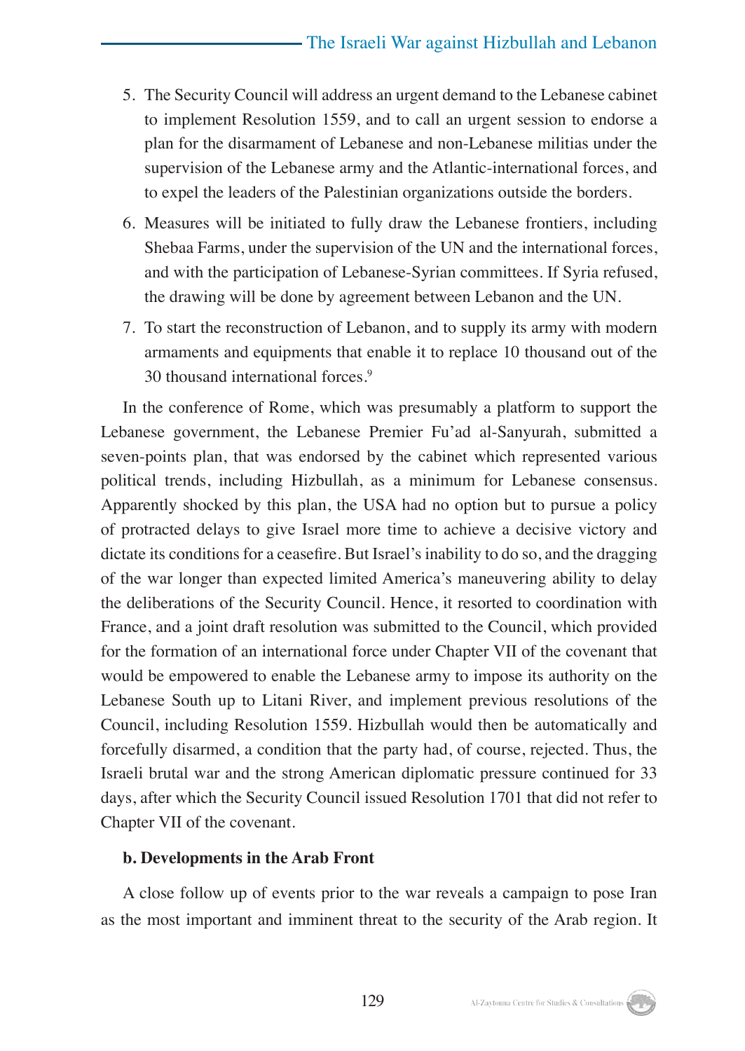5. The Security Council will address an urgent demand to the Lebanese cabinet to implement Resolution 1559, and to call an urgent session to endorse a plan for the disarmament of Lebanese and non-Lebanese militias under the supervision of the Lebanese army and the Atlantic-international forces, and to expel the leaders of the Palestinian organizations outside the borders.
6. Measures will be initiated to fully draw the Lebanese frontiers, including Shebaa Farms, under the supervision of the UN and the international forces, and with the participation of Lebanese-Syrian committees. If Syria refused, the drawing will be done by agreement between Lebanon and the UN.
7. To start the reconstruction of Lebanon, and to supply its army with modern armaments and equipments that enable it to replace 10 thousand out of the 30 thousand international forces.[9]

In the conference of Rome, which was presumably a platform to support the Lebanese government, the Lebanese Premier Fu'ad al-Sanyurah, submitted a seven-points plan, that was endorsed by the cabinet which represented various political trends, including Hizbullah, as a minimum for Lebanese consensus. Apparently shocked by this plan, the USA had no option but to pursue a policy of protracted delays to give Israel more time to achieve a decisive victory and dictate its conditions for a ceasefire. But Israel's inability to do so, and the dragging of the war longer than expected limited America's maneuvering ability to delay the deliberations of the Security Council. Hence, it resorted to coordination with France, and a joint draft resolution was submitted to the Council, which provided for the formation of an international force under Chapter VII of the covenant that would be empowered to enable the Lebanese army to impose its authority on the Lebanese South up to Litani River, and implement previous resolutions of the Council, including Resolution 1559. Hizbullah would then be automatically and forcefully disarmed, a condition that the party had, of course, rejected. Thus, the Israeli brutal war and the strong American diplomatic pressure continued for 33 days, after which the Security Council issued Resolution 1701 that did not refer to Chapter VII of the covenant.

**b. Developments in the Arab Front**

A close follow up of events prior to the war reveals a campaign to pose Iran as the most important and imminent threat to the security of the Arab region. It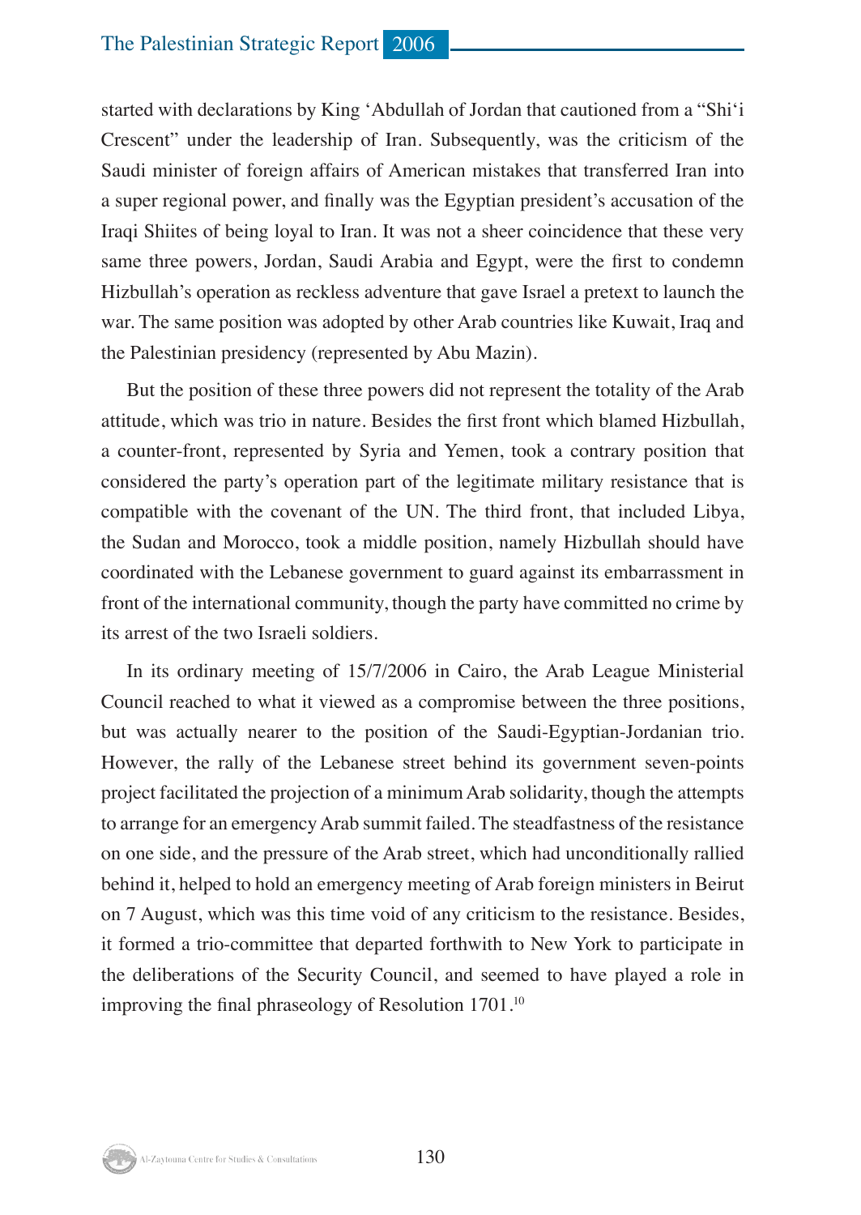started with declarations by King ‘Abdullah of Jordan that cautioned from a “Shi‘i Crescent” under the leadership of Iran. Subsequently, was the criticism of the Saudi minister of foreign affairs of American mistakes that transferred Iran into a super regional power, and finally was the Egyptian president’s accusation of the Iraqi Shiites of being loyal to Iran. It was not a sheer coincidence that these very same three powers, Jordan, Saudi Arabia and Egypt, were the first to condemn Hizbullah’s operation as reckless adventure that gave Israel a pretext to launch the war. The same position was adopted by other Arab countries like Kuwait, Iraq and the Palestinian presidency (represented by Abu Mazin).

But the position of these three powers did not represent the totality of the Arab attitude, which was trio in nature. Besides the first front which blamed Hizbullah, a counter-front, represented by Syria and Yemen, took a contrary position that considered the party’s operation part of the legitimate military resistance that is compatible with the covenant of the UN. The third front, that included Libya, the Sudan and Morocco, took a middle position, namely Hizbullah should have coordinated with the Lebanese government to guard against its embarrassment in front of the international community, though the party have committed no crime by its arrest of the two Israeli soldiers.

In its ordinary meeting of 15/7/2006 in Cairo, the Arab League Ministerial Council reached to what it viewed as a compromise between the three positions, but was actually nearer to the position of the Saudi-Egyptian-Jordanian trio. However, the rally of the Lebanese street behind its government seven-points project facilitated the projection of a minimum Arab solidarity, though the attempts to arrange for an emergency Arab summit failed. The steadfastness of the resistance on one side, and the pressure of the Arab street, which had unconditionally rallied behind it, helped to hold an emergency meeting of Arab foreign ministers in Beirut on 7 August, which was this time void of any criticism to the resistance. Besides, it formed a trio-committee that departed forthwith to New York to participate in the deliberations of the Security Council, and seemed to have played a role in improving the final phraseology of Resolution 1701.[10]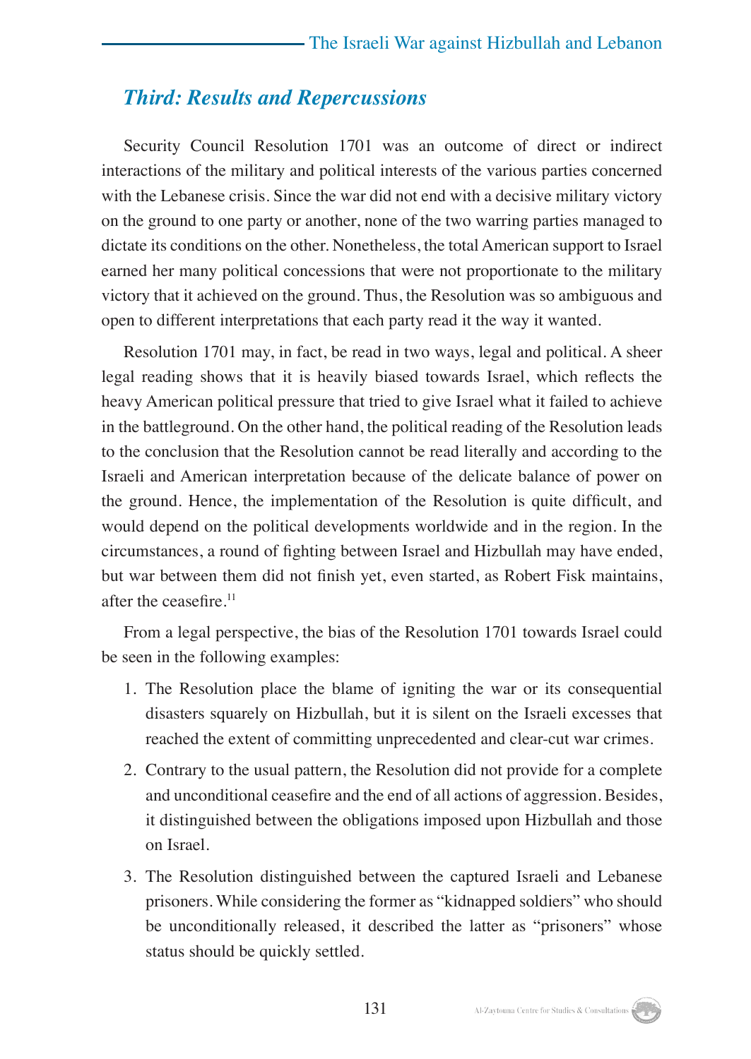## *Third: Results and Repercussions*

Security Council Resolution 1701 was an outcome of direct or indirect interactions of the military and political interests of the various parties concerned with the Lebanese crisis. Since the war did not end with a decisive military victory on the ground to one party or another, none of the two warring parties managed to dictate its conditions on the other. Nonetheless, the total American support to Israel earned her many political concessions that were not proportionate to the military victory that it achieved on the ground. Thus, the Resolution was so ambiguous and open to different interpretations that each party read it the way it wanted.

Resolution 1701 may, in fact, be read in two ways, legal and political. A sheer legal reading shows that it is heavily biased towards Israel, which reflects the heavy American political pressure that tried to give Israel what it failed to achieve in the battleground. On the other hand, the political reading of the Resolution leads to the conclusion that the Resolution cannot be read literally and according to the Israeli and American interpretation because of the delicate balance of power on the ground. Hence, the implementation of the Resolution is quite difficult, and would depend on the political developments worldwide and in the region. In the circumstances, a round of fighting between Israel and Hizbullah may have ended, but war between them did not finish yet, even started, as Robert Fisk maintains, after the ceasefire.[11]

From a legal perspective, the bias of the Resolution 1701 towards Israel could be seen in the following examples:

1. The Resolution place the blame of igniting the war or its consequential disasters squarely on Hizbullah, but it is silent on the Israeli excesses that reached the extent of committing unprecedented and clear-cut war crimes.
2. Contrary to the usual pattern, the Resolution did not provide for a complete and unconditional ceasefire and the end of all actions of aggression. Besides, it distinguished between the obligations imposed upon Hizbullah and those on Israel.
3. The Resolution distinguished between the captured Israeli and Lebanese prisoners. While considering the former as "kidnapped soldiers" who should be unconditionally released, it described the latter as "prisoners" whose status should be quickly settled.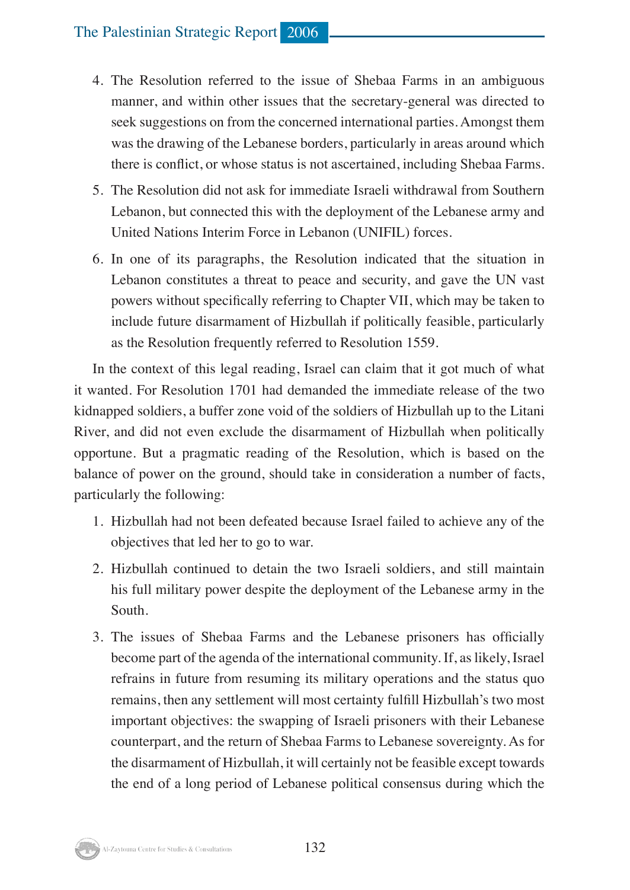4. The Resolution referred to the issue of Shebaa Farms in an ambiguous manner, and within other issues that the secretary-general was directed to seek suggestions on from the concerned international parties. Amongst them was the drawing of the Lebanese borders, particularly in areas around which there is conflict, or whose status is not ascertained, including Shebaa Farms.
5. The Resolution did not ask for immediate Israeli withdrawal from Southern Lebanon, but connected this with the deployment of the Lebanese army and United Nations Interim Force in Lebanon (UNIFIL) forces.
6. In one of its paragraphs, the Resolution indicated that the situation in Lebanon constitutes a threat to peace and security, and gave the UN vast powers without specifically referring to Chapter VII, which may be taken to include future disarmament of Hizbullah if politically feasible, particularly as the Resolution frequently referred to Resolution 1559.

In the context of this legal reading, Israel can claim that it got much of what it wanted. For Resolution 1701 had demanded the immediate release of the two kidnapped soldiers, a buffer zone void of the soldiers of Hizbullah up to the Litani River, and did not even exclude the disarmament of Hizbullah when politically opportune. But a pragmatic reading of the Resolution, which is based on the balance of power on the ground, should take in consideration a number of facts, particularly the following:

1. Hizbullah had not been defeated because Israel failed to achieve any of the objectives that led her to go to war.
2. Hizbullah continued to detain the two Israeli soldiers, and still maintain his full military power despite the deployment of the Lebanese army in the South.
3. The issues of Shebaa Farms and the Lebanese prisoners has officially become part of the agenda of the international community. If, as likely, Israel refrains in future from resuming its military operations and the status quo remains, then any settlement will most certainty fulfill Hizbullah's two most important objectives: the swapping of Israeli prisoners with their Lebanese counterpart, and the return of Shebaa Farms to Lebanese sovereignty. As for the disarmament of Hizbullah, it will certainly not be feasible except towards the end of a long period of Lebanese political consensus during which the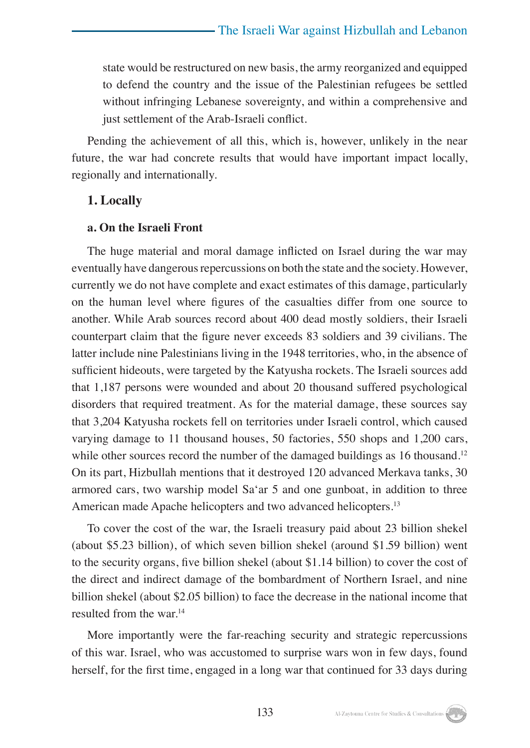state would be restructured on new basis, the army reorganized and equipped to defend the country and the issue of the Palestinian refugees be settled without infringing Lebanese sovereignty, and within a comprehensive and just settlement of the Arab-Israeli conflict.

Pending the achievement of all this, which is, however, unlikely in the near future, the war had concrete results that would have important impact locally, regionally and internationally.

### 1. Locally

#### a. On the Israeli Front

The huge material and moral damage inflicted on Israel during the war may eventually have dangerous repercussions on both the state and the society. However, currently we do not have complete and exact estimates of this damage, particularly on the human level where figures of the casualties differ from one source to another. While Arab sources record about 400 dead mostly soldiers, their Israeli counterpart claim that the figure never exceeds 83 soldiers and 39 civilians. The latter include nine Palestinians living in the 1948 territories, who, in the absence of sufficient hideouts, were targeted by the Katyusha rockets. The Israeli sources add that 1,187 persons were wounded and about 20 thousand suffered psychological disorders that required treatment. As for the material damage, these sources say that 3,204 Katyusha rockets fell on territories under Israeli control, which caused varying damage to 11 thousand houses, 50 factories, 550 shops and 1,200 cars, while other sources record the number of the damaged buildings as 16 thousand.[12] On its part, Hizbullah mentions that it destroyed 120 advanced Merkava tanks, 30 armored cars, two warship model Sa'ar 5 and one gunboat, in addition to three American made Apache helicopters and two advanced helicopters.[13]

To cover the cost of the war, the Israeli treasury paid about 23 billion shekel (about \$5.23 billion), of which seven billion shekel (around \$1.59 billion) went to the security organs, five billion shekel (about \$1.14 billion) to cover the cost of the direct and indirect damage of the bombardment of Northern Israel, and nine billion shekel (about \$2.05 billion) to face the decrease in the national income that resulted from the war.[14]

More importantly were the far-reaching security and strategic repercussions of this war. Israel, who was accustomed to surprise wars won in few days, found herself, for the first time, engaged in a long war that continued for 33 days during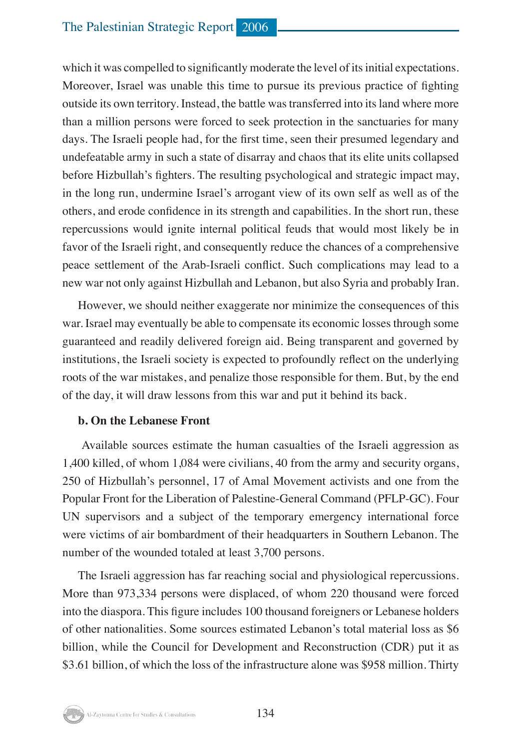which it was compelled to significantly moderate the level of its initial expectations. Moreover, Israel was unable this time to pursue its previous practice of fighting outside its own territory. Instead, the battle was transferred into its land where more than a million persons were forced to seek protection in the sanctuaries for many days. The Israeli people had, for the first time, seen their presumed legendary and undefeatable army in such a state of disarray and chaos that its elite units collapsed before Hizbullah's fighters. The resulting psychological and strategic impact may, in the long run, undermine Israel's arrogant view of its own self as well as of the others, and erode confidence in its strength and capabilities. In the short run, these repercussions would ignite internal political feuds that would most likely be in favor of the Israeli right, and consequently reduce the chances of a comprehensive peace settlement of the Arab-Israeli conflict. Such complications may lead to a new war not only against Hizbullah and Lebanon, but also Syria and probably Iran.

However, we should neither exaggerate nor minimize the consequences of this war. Israel may eventually be able to compensate its economic losses through some guaranteed and readily delivered foreign aid. Being transparent and governed by institutions, the Israeli society is expected to profoundly reflect on the underlying roots of the war mistakes, and penalize those responsible for them. But, by the end of the day, it will draw lessons from this war and put it behind its back.

**b. On the Lebanese Front**

Available sources estimate the human casualties of the Israeli aggression as 1,400 killed, of whom 1,084 were civilians, 40 from the army and security organs, 250 of Hizbullah's personnel, 17 of Amal Movement activists and one from the Popular Front for the Liberation of Palestine-General Command (PFLP-GC). Four UN supervisors and a subject of the temporary emergency international force were victims of air bombardment of their headquarters in Southern Lebanon. The number of the wounded totaled at least 3,700 persons.

The Israeli aggression has far reaching social and physiological repercussions. More than 973,334 persons were displaced, of whom 220 thousand were forced into the diaspora. This figure includes 100 thousand foreigners or Lebanese holders of other nationalities. Some sources estimated Lebanon's total material loss as $6 billion, while the Council for Development and Reconstruction (CDR) put it as $3.61 billion, of which the loss of the infrastructure alone was $958 million. Thirty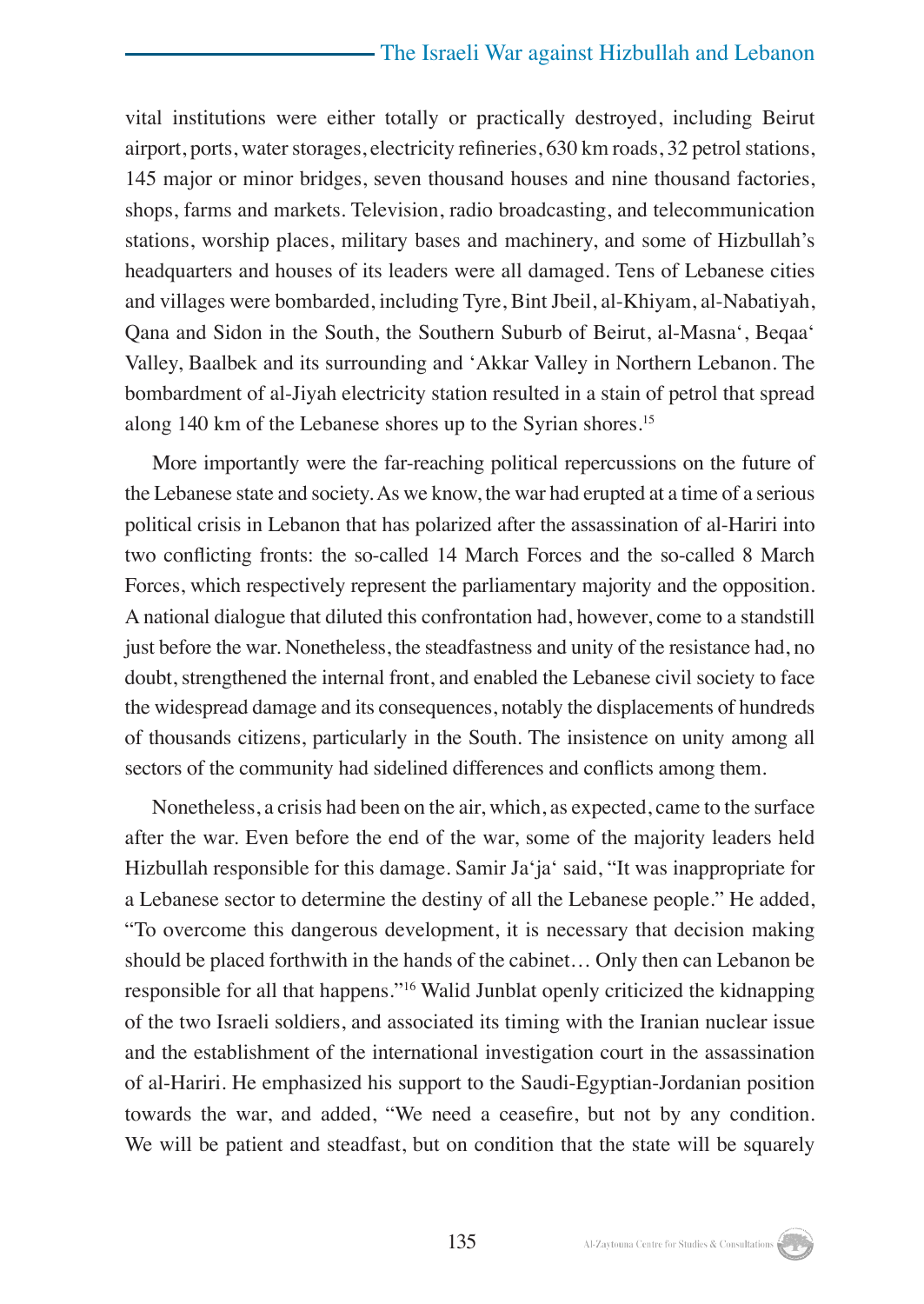vital institutions were either totally or practically destroyed, including Beirut airport, ports, water storages, electricity refineries, 630 km roads, 32 petrol stations, 145 major or minor bridges, seven thousand houses and nine thousand factories, shops, farms and markets. Television, radio broadcasting, and telecommunication stations, worship places, military bases and machinery, and some of Hizbullah's headquarters and houses of its leaders were all damaged. Tens of Lebanese cities and villages were bombarded, including Tyre, Bint Jbeil, al-Khiyam, al-Nabatiyah, Qana and Sidon in the South, the Southern Suburb of Beirut, al-Masna', Beqaa' Valley, Baalbek and its surrounding and 'Akkar Valley in Northern Lebanon. The bombardment of al-Jiyah electricity station resulted in a stain of petrol that spread along 140 km of the Lebanese shores up to the Syrian shores.[15]

More importantly were the far-reaching political repercussions on the future of the Lebanese state and society. As we know, the war had erupted at a time of a serious political crisis in Lebanon that has polarized after the assassination of al-Hariri into two conflicting fronts: the so-called 14 March Forces and the so-called 8 March Forces, which respectively represent the parliamentary majority and the opposition. A national dialogue that diluted this confrontation had, however, come to a standstill just before the war. Nonetheless, the steadfastness and unity of the resistance had, no doubt, strengthened the internal front, and enabled the Lebanese civil society to face the widespread damage and its consequences, notably the displacements of hundreds of thousands citizens, particularly in the South. The insistence on unity among all sectors of the community had sidelined differences and conflicts among them.

Nonetheless, a crisis had been on the air, which, as expected, came to the surface after the war. Even before the end of the war, some of the majority leaders held Hizbullah responsible for this damage. Samir Ja'ja' said, "It was inappropriate for a Lebanese sector to determine the destiny of all the Lebanese people." He added, "To overcome this dangerous development, it is necessary that decision making should be placed forthwith in the hands of the cabinet… Only then can Lebanon be responsible for all that happens."[16] Walid Junblat openly criticized the kidnapping of the two Israeli soldiers, and associated its timing with the Iranian nuclear issue and the establishment of the international investigation court in the assassination of al-Hariri. He emphasized his support to the Saudi-Egyptian-Jordanian position towards the war, and added, "We need a ceasefire, but not by any condition. We will be patient and steadfast, but on condition that the state will be squarely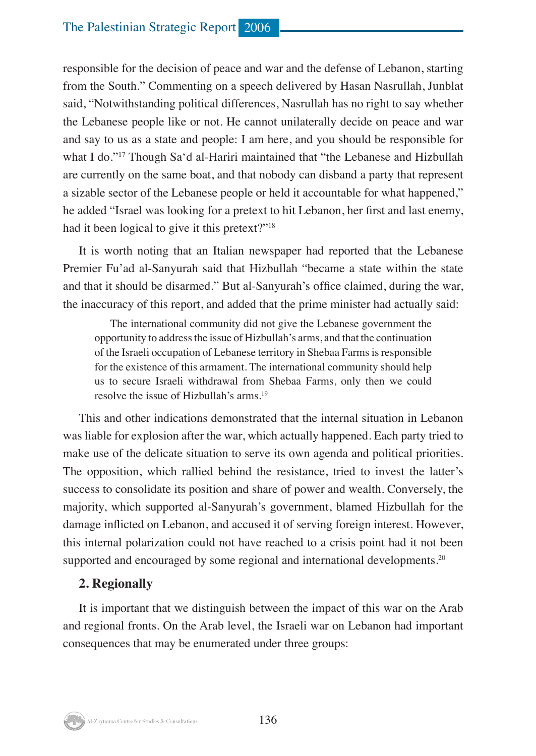responsible for the decision of peace and war and the defense of Lebanon, starting from the South." Commenting on a speech delivered by Hasan Nasrullah, Junblat said, "Notwithstanding political differences, Nasrullah has no right to say whether the Lebanese people like or not. He cannot unilaterally decide on peace and war and say to us as a state and people: I am here, and you should be responsible for what I do."[17] Though Sa'd al-Hariri maintained that "the Lebanese and Hizbullah are currently on the same boat, and that nobody can disband a party that represent a sizable sector of the Lebanese people or held it accountable for what happened," he added "Israel was looking for a pretext to hit Lebanon, her first and last enemy, had it been logical to give it this pretext?"[18]

It is worth noting that an Italian newspaper had reported that the Lebanese Premier Fu'ad al-Sanyurah said that Hizbullah "became a state within the state and that it should be disarmed." But al-Sanyurah's office claimed, during the war, the inaccuracy of this report, and added that the prime minister had actually said:

> The international community did not give the Lebanese government the opportunity to address the issue of Hizbullah's arms, and that the continuation of the Israeli occupation of Lebanese territory in Shebaa Farms is responsible for the existence of this armament. The international community should help us to secure Israeli withdrawal from Shebaa Farms, only then we could resolve the issue of Hizbullah's arms.[19]

This and other indications demonstrated that the internal situation in Lebanon was liable for explosion after the war, which actually happened. Each party tried to make use of the delicate situation to serve its own agenda and political priorities. The opposition, which rallied behind the resistance, tried to invest the latter's success to consolidate its position and share of power and wealth. Conversely, the majority, which supported al-Sanyurah's government, blamed Hizbullah for the damage inflicted on Lebanon, and accused it of serving foreign interest. However, this internal polarization could not have reached to a crisis point had it not been supported and encouraged by some regional and international developments.[20]

**2. Regionally**

It is important that we distinguish between the impact of this war on the Arab and regional fronts. On the Arab level, the Israeli war on Lebanon had important consequences that may be enumerated under three groups: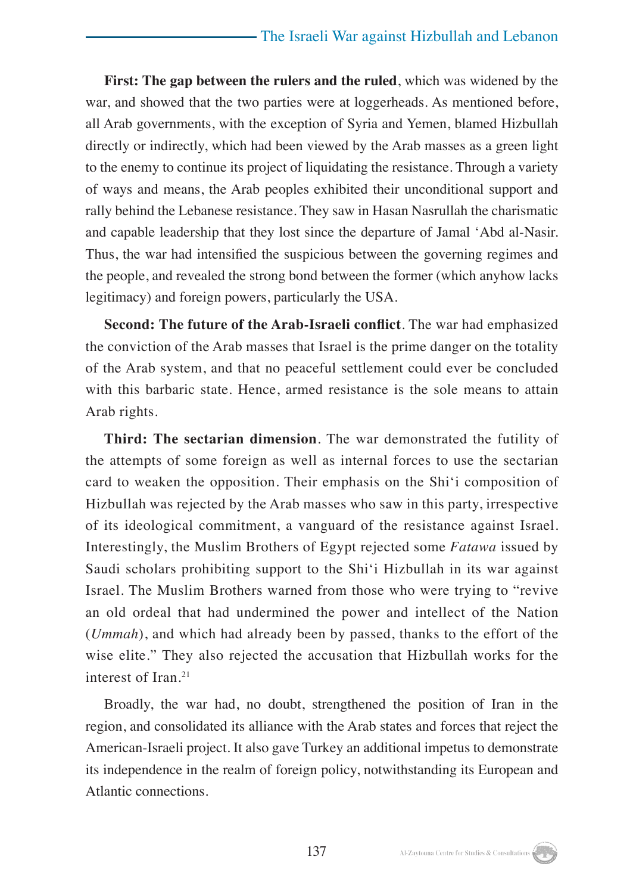**First: The gap between the rulers and the ruled**, which was widened by the war, and showed that the two parties were at loggerheads. As mentioned before, all Arab governments, with the exception of Syria and Yemen, blamed Hizbullah directly or indirectly, which had been viewed by the Arab masses as a green light to the enemy to continue its project of liquidating the resistance. Through a variety of ways and means, the Arab peoples exhibited their unconditional support and rally behind the Lebanese resistance. They saw in Hasan Nasrullah the charismatic and capable leadership that they lost since the departure of Jamal ‘Abd al-Nasir. Thus, the war had intensified the suspicious between the governing regimes and the people, and revealed the strong bond between the former (which anyhow lacks legitimacy) and foreign powers, particularly the USA.

**Second: The future of the Arab-Israeli conflict**. The war had emphasized the conviction of the Arab masses that Israel is the prime danger on the totality of the Arab system, and that no peaceful settlement could ever be concluded with this barbaric state. Hence, armed resistance is the sole means to attain Arab rights.

**Third: The sectarian dimension**. The war demonstrated the futility of the attempts of some foreign as well as internal forces to use the sectarian card to weaken the opposition. Their emphasis on the Shi‘i composition of Hizbullah was rejected by the Arab masses who saw in this party, irrespective of its ideological commitment, a vanguard of the resistance against Israel. Interestingly, the Muslim Brothers of Egypt rejected some *Fatawa* issued by Saudi scholars prohibiting support to the Shi‘i Hizbullah in its war against Israel. The Muslim Brothers warned from those who were trying to “revive an old ordeal that had undermined the power and intellect of the Nation (*Ummah*), and which had already been by passed, thanks to the effort of the wise elite.” They also rejected the accusation that Hizbullah works for the interest of Iran.[21]

Broadly, the war had, no doubt, strengthened the position of Iran in the region, and consolidated its alliance with the Arab states and forces that reject the American-Israeli project. It also gave Turkey an additional impetus to demonstrate its independence in the realm of foreign policy, notwithstanding its European and Atlantic connections.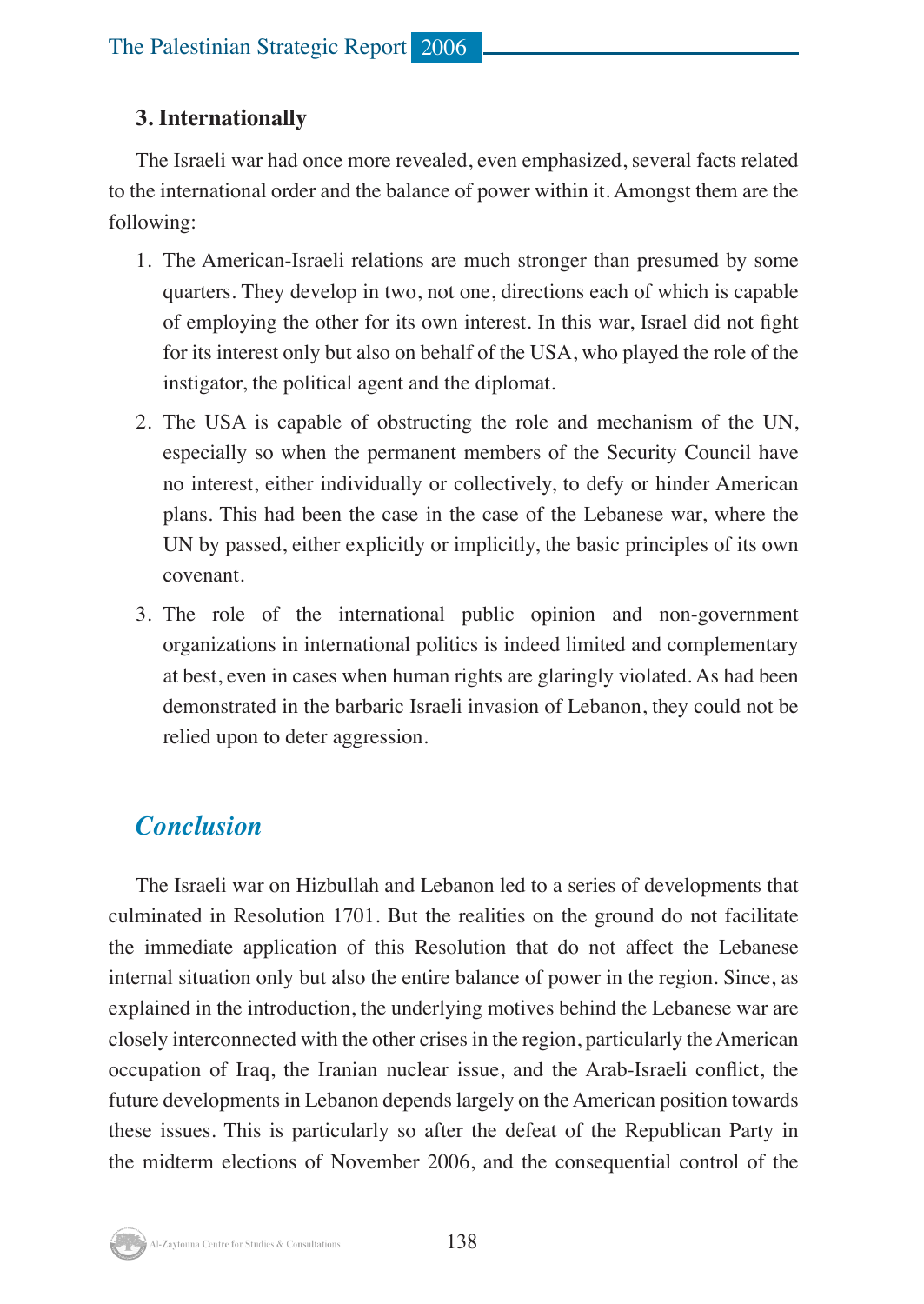### 3. Internationally

The Israeli war had once more revealed, even emphasized, several facts related to the international order and the balance of power within it. Amongst them are the following:

1. The American-Israeli relations are much stronger than presumed by some quarters. They develop in two, not one, directions each of which is capable of employing the other for its own interest. In this war, Israel did not fight for its interest only but also on behalf of the USA, who played the role of the instigator, the political agent and the diplomat.
2. The USA is capable of obstructing the role and mechanism of the UN, especially so when the permanent members of the Security Council have no interest, either individually or collectively, to defy or hinder American plans. This had been the case in the case of the Lebanese war, where the UN by passed, either explicitly or implicitly, the basic principles of its own covenant.
3. The role of the international public opinion and non-government organizations in international politics is indeed limited and complementary at best, even in cases when human rights are glaringly violated. As had been demonstrated in the barbaric Israeli invasion of Lebanon, they could not be relied upon to deter aggression.

## *Conclusion*

The Israeli war on Hizbullah and Lebanon led to a series of developments that culminated in Resolution 1701. But the realities on the ground do not facilitate the immediate application of this Resolution that do not affect the Lebanese internal situation only but also the entire balance of power in the region. Since, as explained in the introduction, the underlying motives behind the Lebanese war are closely interconnected with the other crises in the region, particularly the American occupation of Iraq, the Iranian nuclear issue, and the Arab-Israeli conflict, the future developments in Lebanon depends largely on the American position towards these issues. This is particularly so after the defeat of the Republican Party in the midterm elections of November 2006, and the consequential control of the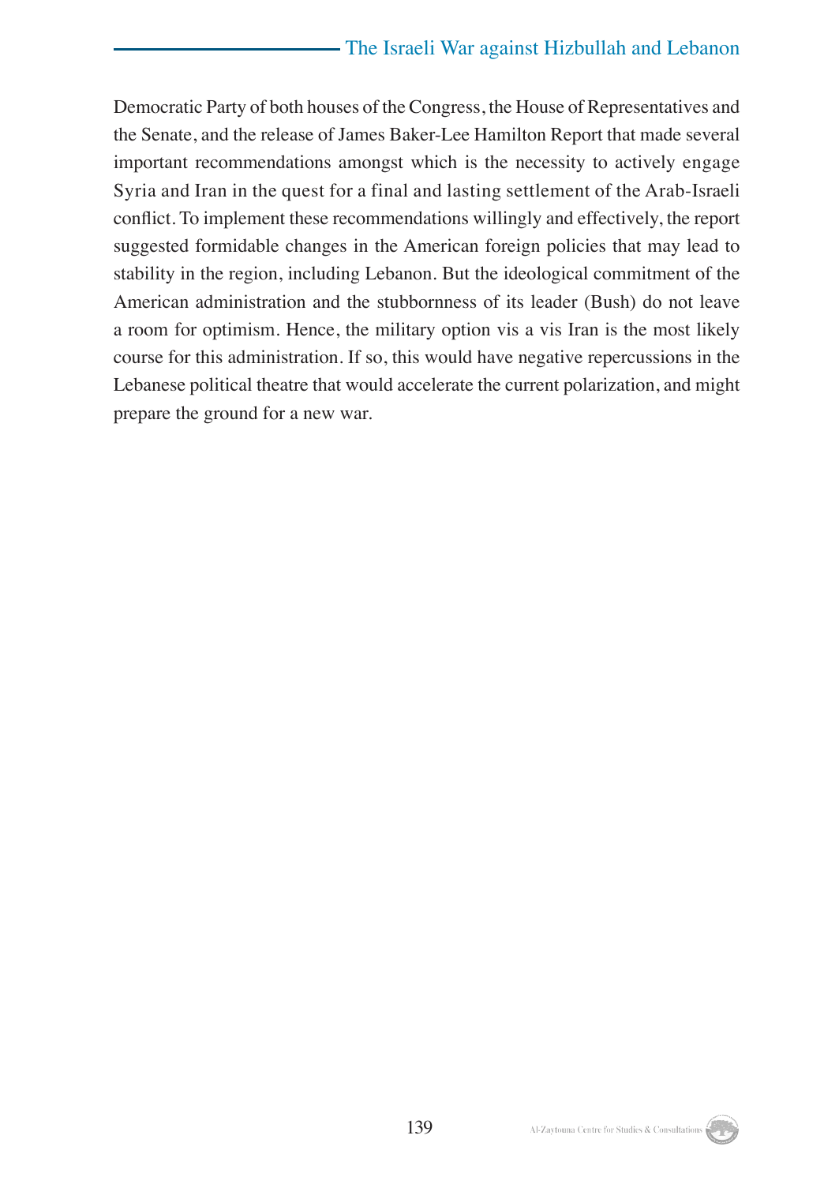Democratic Party of both houses of the Congress, the House of Representatives and the Senate, and the release of James Baker-Lee Hamilton Report that made several important recommendations amongst which is the necessity to actively engage Syria and Iran in the quest for a final and lasting settlement of the Arab-Israeli conflict. To implement these recommendations willingly and effectively, the report suggested formidable changes in the American foreign policies that may lead to stability in the region, including Lebanon. But the ideological commitment of the American administration and the stubbornness of its leader (Bush) do not leave a room for optimism. Hence, the military option vis a vis Iran is the most likely course for this administration. If so, this would have negative repercussions in the Lebanese political theatre that would accelerate the current polarization, and might prepare the ground for a new war.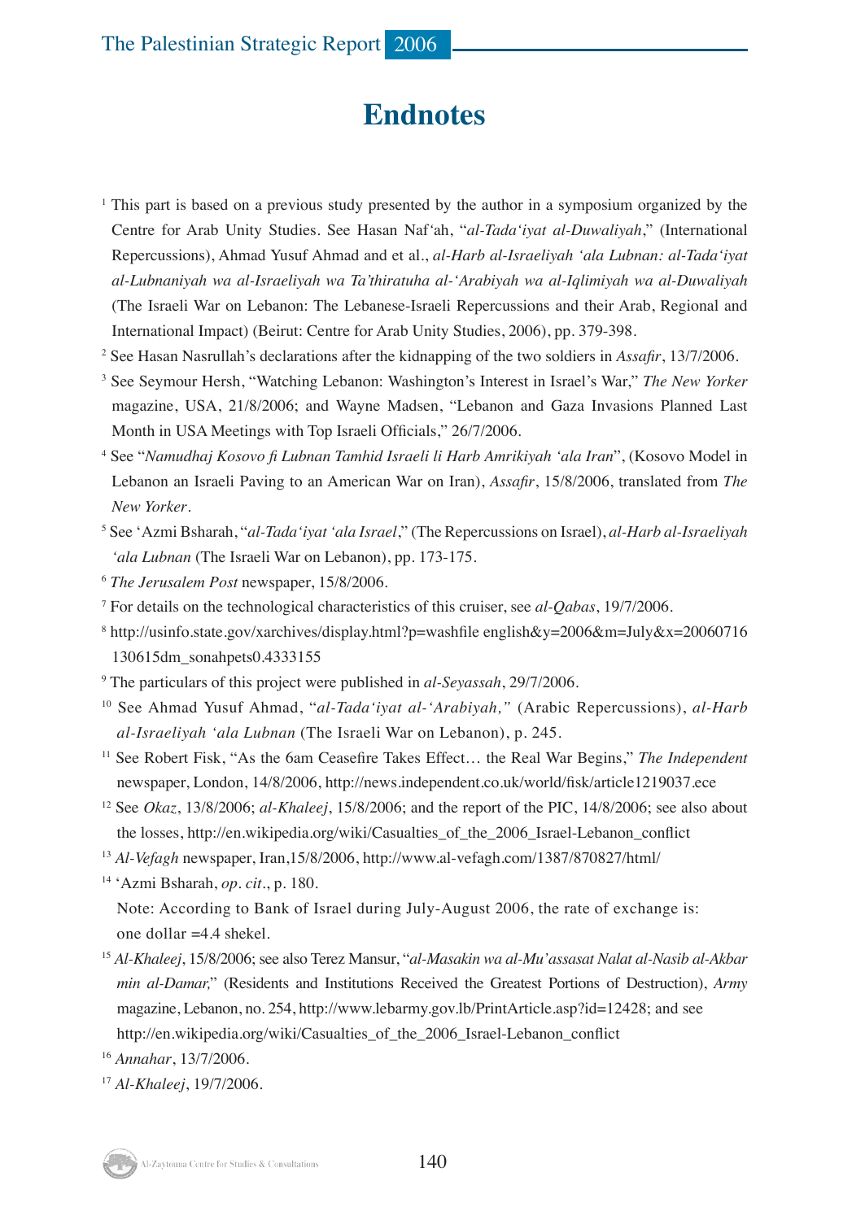# Endnotes

[1] This part is based on a previous study presented by the author in a symposium organized by the Centre for Arab Unity Studies. See Hasan Naf'ah, "*al-Tada'iyat al-Duwaliyah*," (International Repercussions), Ahmad Yusuf Ahmad and et al., *al-Harb al-Israeliyah 'ala Lubnan: al-Tada'iyat al-Lubnaniyah wa al-Israeliyah wa Ta'thiratuha al-'Arabiyah wa al-Iqlimiyah wa al-Duwaliyah* (The Israeli War on Lebanon: The Lebanese-Israeli Repercussions and their Arab, Regional and International Impact) (Beirut: Centre for Arab Unity Studies, 2006), pp. 379-398.

[2] See Hasan Nasrullah's declarations after the kidnapping of the two soldiers in *Assafir*, 13/7/2006.

[3] See Seymour Hersh, "Watching Lebanon: Washington's Interest in Israel's War," *The New Yorker* magazine, USA, 21/8/2006; and Wayne Madsen, "Lebanon and Gaza Invasions Planned Last Month in USA Meetings with Top Israeli Officials," 26/7/2006.

[4] See "*Namudhaj Kosovo fi Lubnan Tamhid Israeli li Harb Amrikiyah 'ala Iran*", (Kosovo Model in Lebanon an Israeli Paving to an American War on Iran), *Assafir*, 15/8/2006, translated from *The New Yorker*.

[5] See 'Azmi Bsharah, "*al-Tada'iyat 'ala Israel*," (The Repercussions on Israel), *al-Harb al-Israeliyah 'ala Lubnan* (The Israeli War on Lebanon), pp. 173-175.

[6] *The Jerusalem Post* newspaper, 15/8/2006.

[7] For details on the technological characteristics of this cruiser, see *al-Qabas*, 19/7/2006.

[8] http://usinfo.state.gov/xarchives/display.html?p=washfile english&y=2006&m=July&x=20060716130615dm_sonahpets0.4333155

[9] The particulars of this project were published in *al-Seyassah*, 29/7/2006.

[10] See Ahmad Yusuf Ahmad, "*al-Tada'iyat al-'Arabiyah,*" (Arabic Repercussions), *al-Harb al-Israeliyah 'ala Lubnan* (The Israeli War on Lebanon), p. 245.

[11] See Robert Fisk, "As the 6am Ceasefire Takes Effect… the Real War Begins," *The Independent* newspaper, London, 14/8/2006, http://news.independent.co.uk/world/fisk/article1219037.ece

[12] See *Okaz*, 13/8/2006; *al-Khaleej*, 15/8/2006; and the report of the PIC, 14/8/2006; see also about the losses, http://en.wikipedia.org/wiki/Casualties_of_the_2006_Israel-Lebanon_conflict

[13] *Al-Vefagh* newspaper, Iran,15/8/2006, http://www.al-vefagh.com/1387/870827/html/

[14] 'Azmi Bsharah, *op. cit*., p. 180.
Note: According to Bank of Israel during July-August 2006, the rate of exchange is: one dollar =4.4 shekel.

[15] *Al-Khaleej*, 15/8/2006; see also Terez Mansur, "*al-Masakin wa al-Mu'assasat Nalat al-Nasib al-Akbar min al-Damar,*" (Residents and Institutions Received the Greatest Portions of Destruction), *Army* magazine, Lebanon, no. 254, http://www.lebarmy.gov.lb/PrintArticle.asp?id=12428; and see http://en.wikipedia.org/wiki/Casualties_of_the_2006_Israel-Lebanon_conflict

[16] *Annahar*, 13/7/2006.

[17] *Al-Khaleej*, 19/7/2006.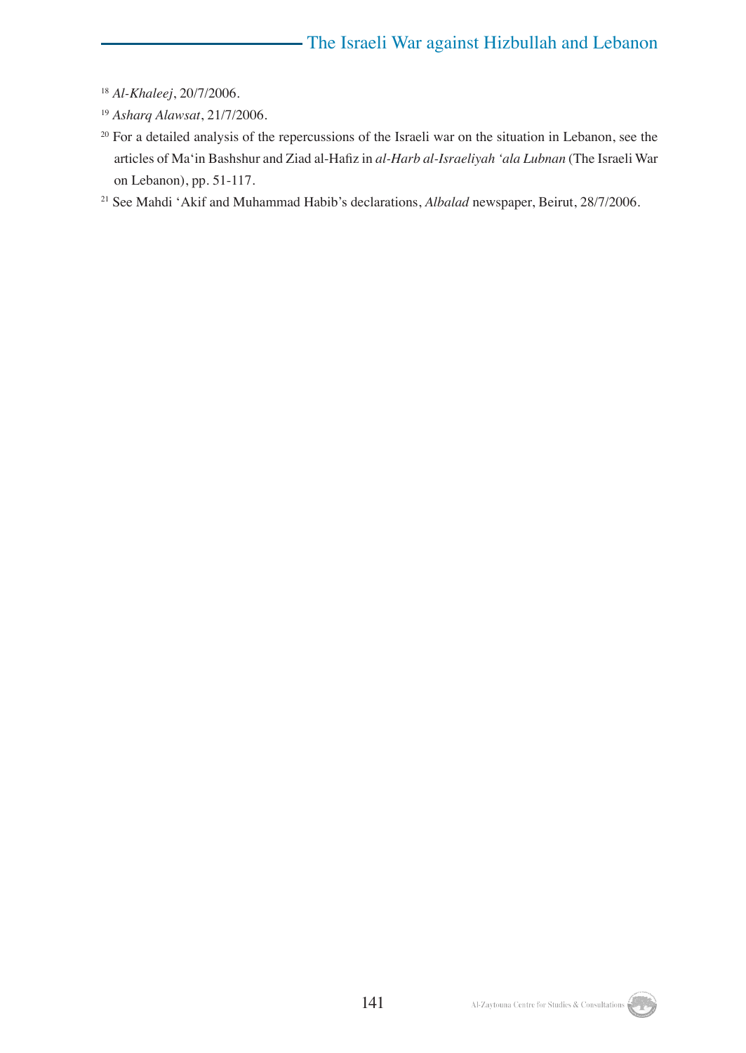[18] *Al-Khaleej*, 20/7/2006.

[19] *Asharq Alawsat*, 21/7/2006.

[20] For a detailed analysis of the repercussions of the Israeli war on the situation in Lebanon, see the articles of Ma'in Bashshur and Ziad al-Hafiz in *al-Harb al-Israeliyah 'ala Lubnan* (The Israeli War on Lebanon), pp. 51-117.

[21] See Mahdi 'Akif and Muhammad Habib's declarations, *Albalad* newspaper, Beirut, 28/7/2006.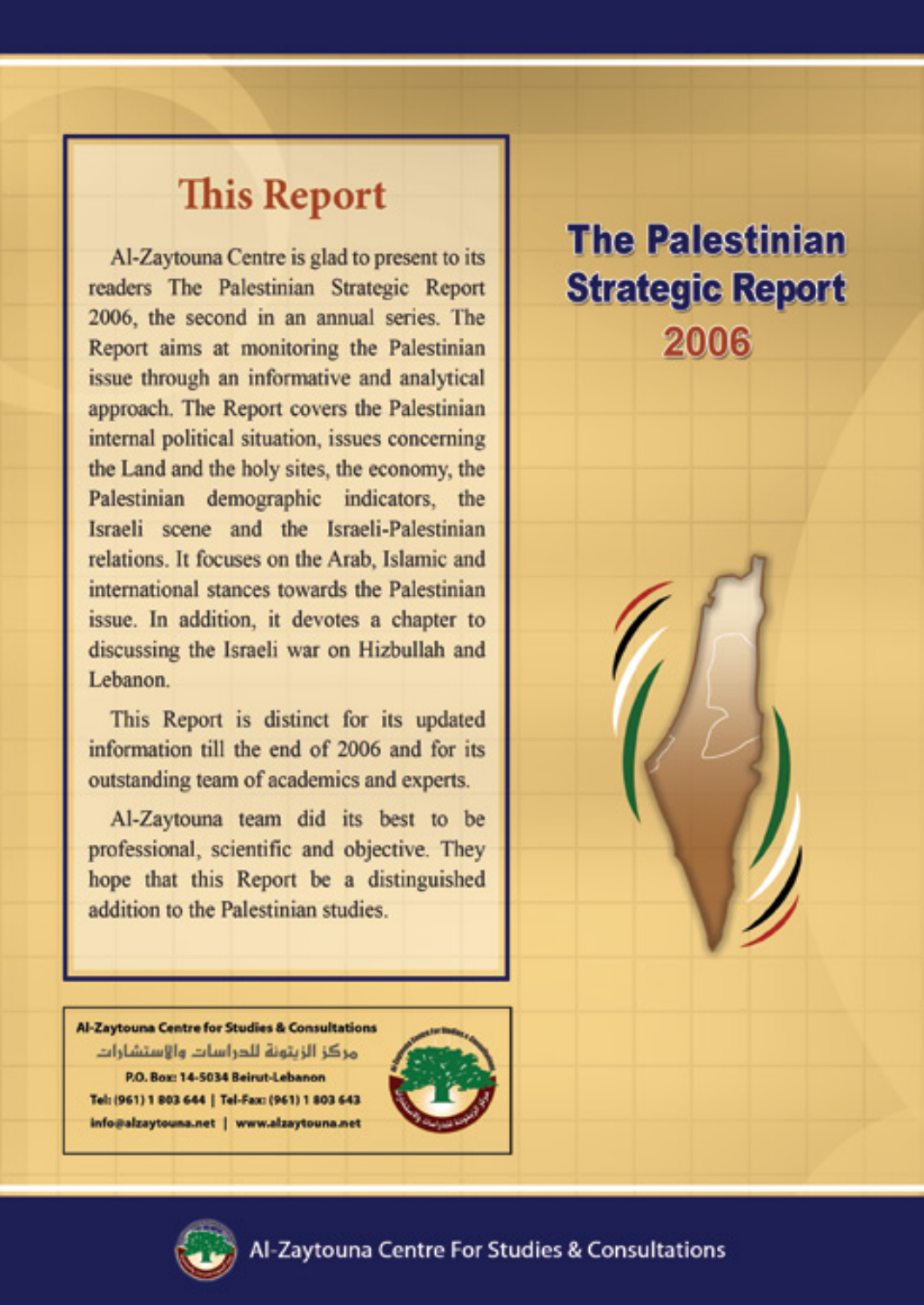# This Report

Al-Zaytouna Centre is glad to present to its readers The Palestinian Strategic Report 2006, the second in an annual series. The Report aims at monitoring the Palestinian issue through an informative and analytical approach. The Report covers the Palestinian internal political situation, issues concerning the Land and the holy sites, the economy, the Palestinian demographic indicators, the Israeli scene and the Israeli-Palestinian relations. It focuses on the Arab, Islamic and international stances towards the Palestinian issue. In addition, it devotes a chapter to discussing the Israeli war on Hizbullah and Lebanon.

This Report is distinct for its updated information till the end of 2006 and for its outstanding team of academics and experts.

Al-Zaytouna team did its best to be professional, scientific and objective. They hope that this Report be a distinguished addition to the Palestinian studies.

# The Palestinian Strategic Report 2006

**Al-Zaytouna Centre for Studies & Consultations**
مركز الزيتونة للدراسات والاستشارات
P.O. Box: 14-5034 Beirut-Lebanon
Tel: (961) 1 803 644 | Tel-Fax: (961) 1 803 643
info@alzaytouna.net | www.alzaytouna.net

Al-Zaytouna Centre For Studies & Consultations